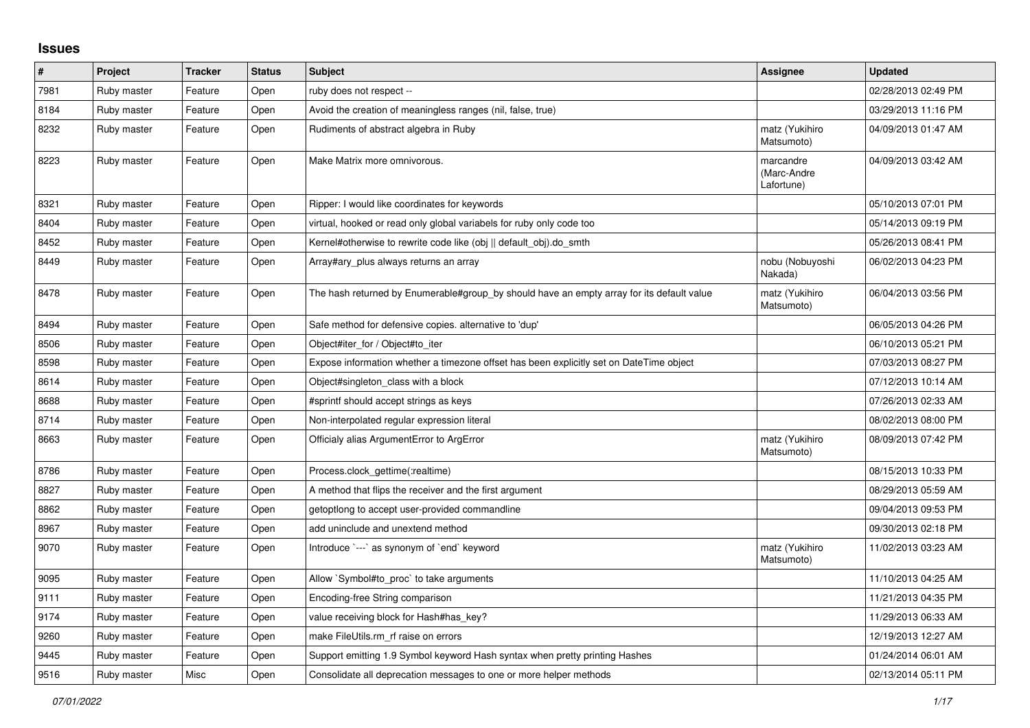# Issues

| # | Project | Tracker | Status | Subject | Assignee | Updated |
|---|---|---|---|---|---|---|
| 7981 | Ruby master | Feature | Open | ruby does not respect -- | | 02/28/2013 02:49 PM |
| 8184 | Ruby master | Feature | Open | Avoid the creation of meaningless ranges (nil, false, true) | | 03/29/2013 11:16 PM |
| 8232 | Ruby master | Feature | Open | Rudiments of abstract algebra in Ruby | matz (Yukihiro Matsumoto) | 04/09/2013 01:47 AM |
| 8223 | Ruby master | Feature | Open | Make Matrix more omnivorous. | marcandre (Marc-Andre Lafortune) | 04/09/2013 03:42 AM |
| 8321 | Ruby master | Feature | Open | Ripper: I would like coordinates for keywords | | 05/10/2013 07:01 PM |
| 8404 | Ruby master | Feature | Open | virtual, hooked or read only global variabels for ruby only code too | | 05/14/2013 09:19 PM |
| 8452 | Ruby master | Feature | Open | Kernel#otherwise to rewrite code like (obj \|\| default_obj).do_smth | | 05/26/2013 08:41 PM |
| 8449 | Ruby master | Feature | Open | Array#ary_plus always returns an array | nobu (Nobuyoshi Nakada) | 06/02/2013 04:23 PM |
| 8478 | Ruby master | Feature | Open | The hash returned by Enumerable#group_by should have an empty array for its default value | matz (Yukihiro Matsumoto) | 06/04/2013 03:56 PM |
| 8494 | Ruby master | Feature | Open | Safe method for defensive copies. alternative to 'dup' | | 06/05/2013 04:26 PM |
| 8506 | Ruby master | Feature | Open | Object#iter_for / Object#to_iter | | 06/10/2013 05:21 PM |
| 8598 | Ruby master | Feature | Open | Expose information whether a timezone offset has been explicitly set on DateTime object | | 07/03/2013 08:27 PM |
| 8614 | Ruby master | Feature | Open | Object#singleton_class with a block | | 07/12/2013 10:14 AM |
| 8688 | Ruby master | Feature | Open | #sprintf should accept strings as keys | | 07/26/2013 02:33 AM |
| 8714 | Ruby master | Feature | Open | Non-interpolated regular expression literal | | 08/02/2013 08:00 PM |
| 8663 | Ruby master | Feature | Open | Officialy alias ArgumentError to ArgError | matz (Yukihiro Matsumoto) | 08/09/2013 07:42 PM |
| 8786 | Ruby master | Feature | Open | Process.clock_gettime(:realtime) | | 08/15/2013 10:33 PM |
| 8827 | Ruby master | Feature | Open | A method that flips the receiver and the first argument | | 08/29/2013 05:59 AM |
| 8862 | Ruby master | Feature | Open | getoptlong to accept user-provided commandline | | 09/04/2013 09:53 PM |
| 8967 | Ruby master | Feature | Open | add uninclude and unextend method | | 09/30/2013 02:18 PM |
| 9070 | Ruby master | Feature | Open | Introduce `---` as synonym of `end` keyword | matz (Yukihiro Matsumoto) | 11/02/2013 03:23 AM |
| 9095 | Ruby master | Feature | Open | Allow `Symbol#to_proc` to take arguments | | 11/10/2013 04:25 AM |
| 9111 | Ruby master | Feature | Open | Encoding-free String comparison | | 11/21/2013 04:35 PM |
| 9174 | Ruby master | Feature | Open | value receiving block for Hash#has_key? | | 11/29/2013 06:33 AM |
| 9260 | Ruby master | Feature | Open | make FileUtils.rm_rf raise on errors | | 12/19/2013 12:27 AM |
| 9445 | Ruby master | Feature | Open | Support emitting 1.9 Symbol keyword Hash syntax when pretty printing Hashes | | 01/24/2014 06:01 AM |
| 9516 | Ruby master | Misc | Open | Consolidate all deprecation messages to one or more helper methods | | 02/13/2014 05:11 PM |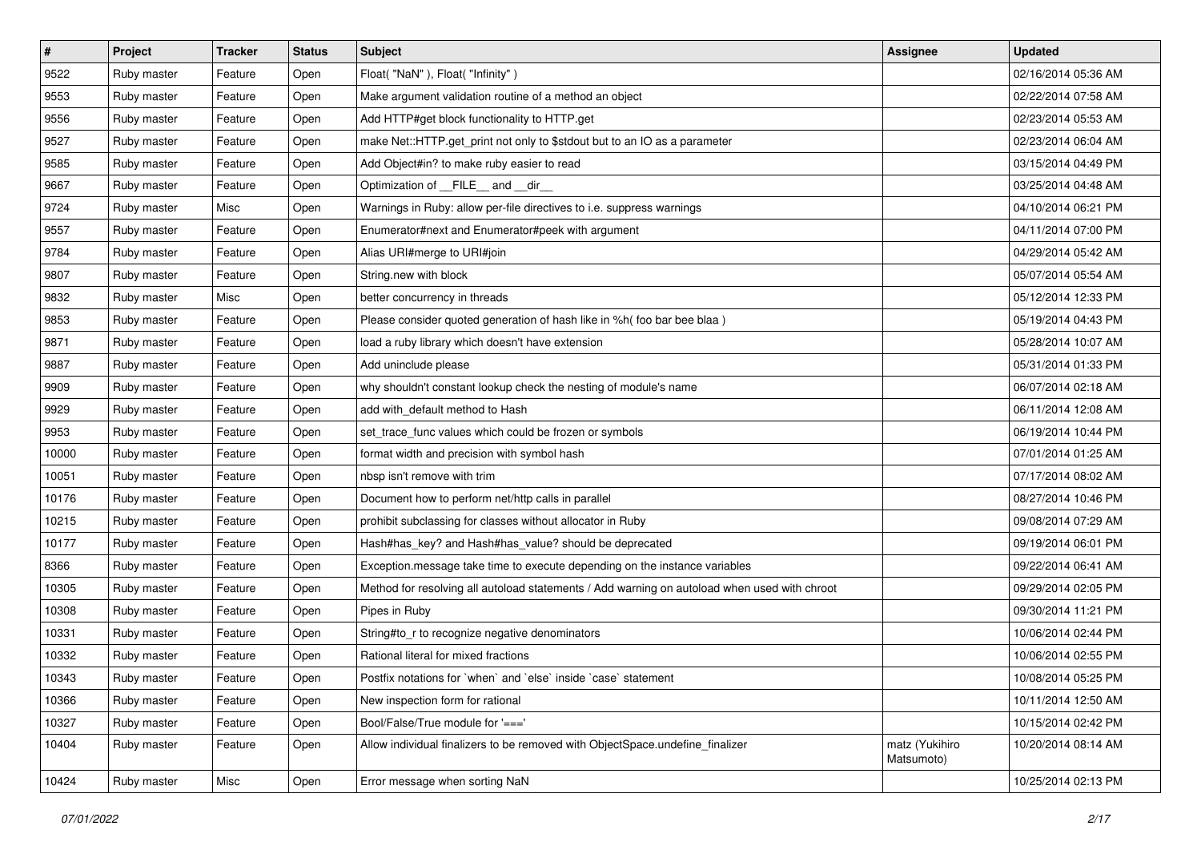| # | Project | Tracker | Status | Subject | Assignee | Updated |
|---|---|---|---|---|---|---|
| 9522 | Ruby master | Feature | Open | Float( "NaN" ), Float( "Infinity" ) | | 02/16/2014 05:36 AM |
| 9553 | Ruby master | Feature | Open | Make argument validation routine of a method an object | | 02/22/2014 07:58 AM |
| 9556 | Ruby master | Feature | Open | Add HTTP#get block functionality to HTTP.get | | 02/23/2014 05:53 AM |
| 9527 | Ruby master | Feature | Open | make Net::HTTP.get_print not only to $stdout but to an IO as a parameter | | 02/23/2014 06:04 AM |
| 9585 | Ruby master | Feature | Open | Add Object#in? to make ruby easier to read | | 03/15/2014 04:49 PM |
| 9667 | Ruby master | Feature | Open | Optimization of __FILE__ and __dir__ | | 03/25/2014 04:48 AM |
| 9724 | Ruby master | Misc | Open | Warnings in Ruby: allow per-file directives to i.e. suppress warnings | | 04/10/2014 06:21 PM |
| 9557 | Ruby master | Feature | Open | Enumerator#next and Enumerator#peek with argument | | 04/11/2014 07:00 PM |
| 9784 | Ruby master | Feature | Open | Alias URI#merge to URI#join | | 04/29/2014 05:42 AM |
| 9807 | Ruby master | Feature | Open | String.new with block | | 05/07/2014 05:54 AM |
| 9832 | Ruby master | Misc | Open | better concurrency in threads | | 05/12/2014 12:33 PM |
| 9853 | Ruby master | Feature | Open | Please consider quoted generation of hash like in %h( foo bar bee blaa ) | | 05/19/2014 04:43 PM |
| 9871 | Ruby master | Feature | Open | load a ruby library which doesn't have extension | | 05/28/2014 10:07 AM |
| 9887 | Ruby master | Feature | Open | Add uninclude please | | 05/31/2014 01:33 PM |
| 9909 | Ruby master | Feature | Open | why shouldn't constant lookup check the nesting of module's name | | 06/07/2014 02:18 AM |
| 9929 | Ruby master | Feature | Open | add with_default method to Hash | | 06/11/2014 12:08 AM |
| 9953 | Ruby master | Feature | Open | set_trace_func values which could be frozen or symbols | | 06/19/2014 10:44 PM |
| 10000 | Ruby master | Feature | Open | format width and precision with symbol hash | | 07/01/2014 01:25 AM |
| 10051 | Ruby master | Feature | Open | nbsp isn't remove with trim | | 07/17/2014 08:02 AM |
| 10176 | Ruby master | Feature | Open | Document how to perform net/http calls in parallel | | 08/27/2014 10:46 PM |
| 10215 | Ruby master | Feature | Open | prohibit subclassing for classes without allocator in Ruby | | 09/08/2014 07:29 AM |
| 10177 | Ruby master | Feature | Open | Hash#has_key? and Hash#has_value? should be deprecated | | 09/19/2014 06:01 PM |
| 8366 | Ruby master | Feature | Open | Exception.message take time to execute depending on the instance variables | | 09/22/2014 06:41 AM |
| 10305 | Ruby master | Feature | Open | Method for resolving all autoload statements / Add warning on autoload when used with chroot | | 09/29/2014 02:05 PM |
| 10308 | Ruby master | Feature | Open | Pipes in Ruby | | 09/30/2014 11:21 PM |
| 10331 | Ruby master | Feature | Open | String#to_r to recognize negative denominators | | 10/06/2014 02:44 PM |
| 10332 | Ruby master | Feature | Open | Rational literal for mixed fractions | | 10/06/2014 02:55 PM |
| 10343 | Ruby master | Feature | Open | Postfix notations for `when` and `else` inside `case` statement | | 10/08/2014 05:25 PM |
| 10366 | Ruby master | Feature | Open | New inspection form for rational | | 10/11/2014 12:50 AM |
| 10327 | Ruby master | Feature | Open | Bool/False/True module for '===' | | 10/15/2014 02:42 PM |
| 10404 | Ruby master | Feature | Open | Allow individual finalizers to be removed with ObjectSpace.undefine_finalizer | matz (Yukihiro Matsumoto) | 10/20/2014 08:14 AM |
| 10424 | Ruby master | Misc | Open | Error message when sorting NaN | | 10/25/2014 02:13 PM |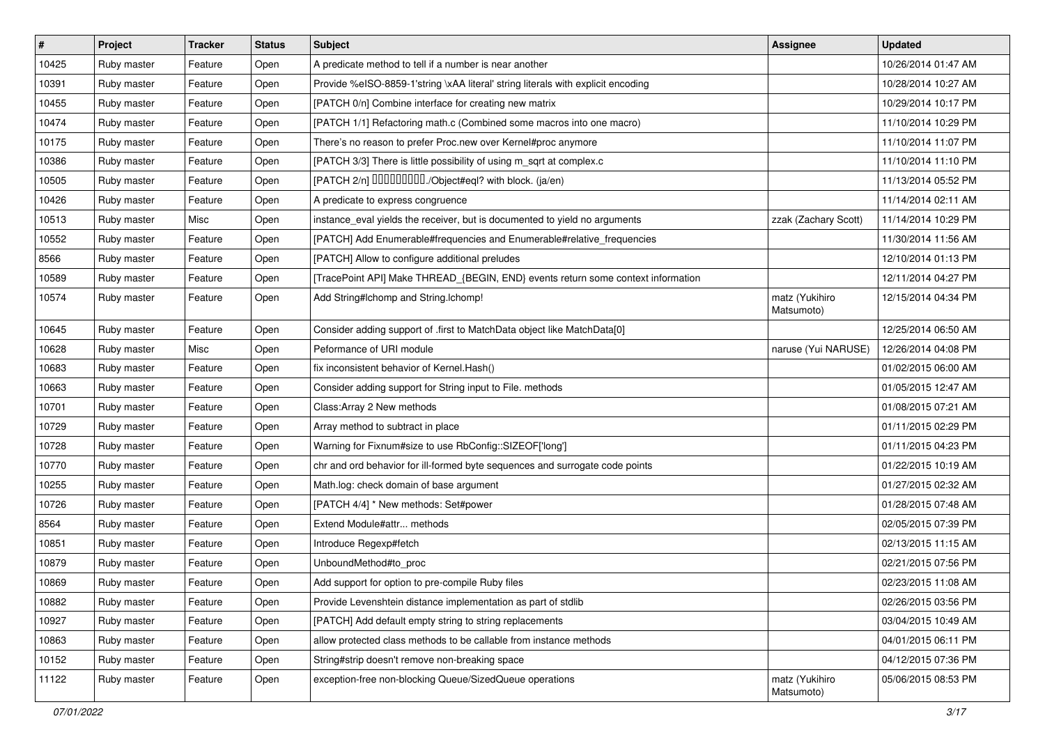| # | Project | Tracker | Status | Subject | Assignee | Updated |
| --- | --- | --- | --- | --- | --- | --- |
| 10425 | Ruby master | Feature | Open | A predicate method to tell if a number is near another | | 10/26/2014 01:47 AM |
| 10391 | Ruby master | Feature | Open | Provide %eISO-8859-1'string \xAA literal' string literals with explicit encoding | | 10/28/2014 10:27 AM |
| 10455 | Ruby master | Feature | Open | [PATCH 0/n] Combine interface for creating new matrix | | 10/29/2014 10:17 PM |
| 10474 | Ruby master | Feature | Open | [PATCH 1/1] Refactoring math.c (Combined some macros into one macro) | | 11/10/2014 10:29 PM |
| 10175 | Ruby master | Feature | Open | There’s no reason to prefer Proc.new over Kernel#proc anymore | | 11/10/2014 11:07 PM |
| 10386 | Ruby master | Feature | Open | [PATCH 3/3] There is little possibility of using m_sqrt at complex.c | | 11/10/2014 11:10 PM |
| 10505 | Ruby master | Feature | Open | [PATCH 2/n] □□□□□□□□□./Object#eql? with block. (ja/en) | | 11/13/2014 05:52 PM |
| 10426 | Ruby master | Feature | Open | A predicate to express congruence | | 11/14/2014 02:11 AM |
| 10513 | Ruby master | Misc | Open | instance_eval yields the receiver, but is documented to yield no arguments | zzak (Zachary Scott) | 11/14/2014 10:29 PM |
| 10552 | Ruby master | Feature | Open | [PATCH] Add Enumerable#frequencies and Enumerable#relative_frequencies | | 11/30/2014 11:56 AM |
| 8566 | Ruby master | Feature | Open | [PATCH] Allow to configure additional preludes | | 12/10/2014 01:13 PM |
| 10589 | Ruby master | Feature | Open | [TracePoint API] Make THREAD_{BEGIN, END} events return some context information | | 12/11/2014 04:27 PM |
| 10574 | Ruby master | Feature | Open | Add String#lchomp and String.lchomp! | matz (Yukihiro Matsumoto) | 12/15/2014 04:34 PM |
| 10645 | Ruby master | Feature | Open | Consider adding support of .first to MatchData object like MatchData[0] | | 12/25/2014 06:50 AM |
| 10628 | Ruby master | Misc | Open | Peformance of URI module | naruse (Yui NARUSE) | 12/26/2014 04:08 PM |
| 10683 | Ruby master | Feature | Open | fix inconsistent behavior of Kernel.Hash() | | 01/02/2015 06:00 AM |
| 10663 | Ruby master | Feature | Open | Consider adding support for String input to File. methods | | 01/05/2015 12:47 AM |
| 10701 | Ruby master | Feature | Open | Class:Array 2 New methods | | 01/08/2015 07:21 AM |
| 10729 | Ruby master | Feature | Open | Array method to subtract in place | | 01/11/2015 02:29 PM |
| 10728 | Ruby master | Feature | Open | Warning for Fixnum#size to use RbConfig::SIZEOF['long'] | | 01/11/2015 04:23 PM |
| 10770 | Ruby master | Feature | Open | chr and ord behavior for ill-formed byte sequences and surrogate code points | | 01/22/2015 10:19 AM |
| 10255 | Ruby master | Feature | Open | Math.log: check domain of base argument | | 01/27/2015 02:32 AM |
| 10726 | Ruby master | Feature | Open | [PATCH 4/4] * New methods: Set#power | | 01/28/2015 07:48 AM |
| 8564 | Ruby master | Feature | Open | Extend Module#attr... methods | | 02/05/2015 07:39 PM |
| 10851 | Ruby master | Feature | Open | Introduce Regexp#fetch | | 02/13/2015 11:15 AM |
| 10879 | Ruby master | Feature | Open | UnboundMethod#to_proc | | 02/21/2015 07:56 PM |
| 10869 | Ruby master | Feature | Open | Add support for option to pre-compile Ruby files | | 02/23/2015 11:08 AM |
| 10882 | Ruby master | Feature | Open | Provide Levenshtein distance implementation as part of stdlib | | 02/26/2015 03:56 PM |
| 10927 | Ruby master | Feature | Open | [PATCH] Add default empty string to string replacements | | 03/04/2015 10:49 AM |
| 10863 | Ruby master | Feature | Open | allow protected class methods to be callable from instance methods | | 04/01/2015 06:11 PM |
| 10152 | Ruby master | Feature | Open | String#strip doesn't remove non-breaking space | | 04/12/2015 07:36 PM |
| 11122 | Ruby master | Feature | Open | exception-free non-blocking Queue/SizedQueue operations | matz (Yukihiro Matsumoto) | 05/06/2015 08:53 PM |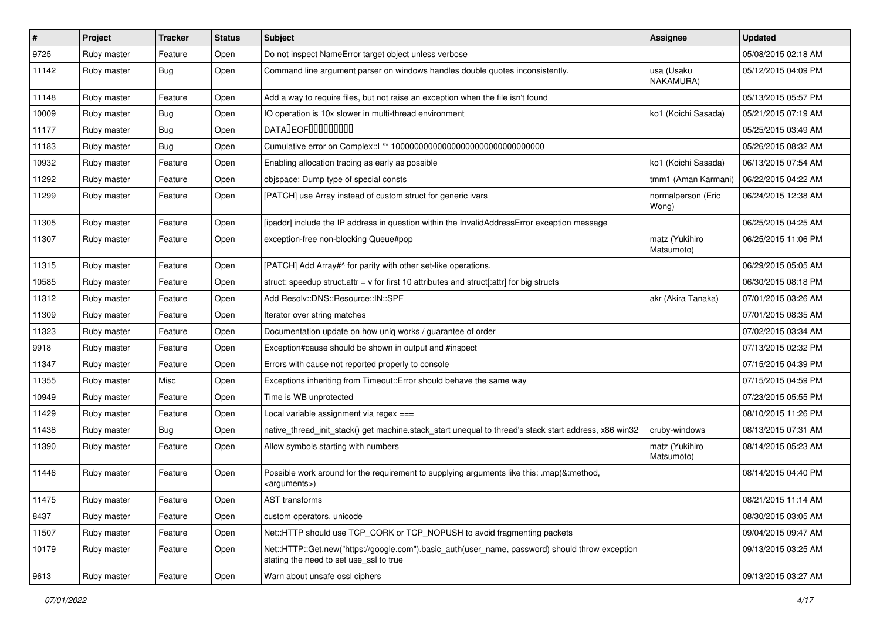| # | Project | Tracker | Status | Subject | Assignee | Updated |
|---|---|---|---|---|---|---|
| 9725 | Ruby master | Feature | Open | Do not inspect NameError target object unless verbose | | 05/08/2015 02:18 AM |
| 11142 | Ruby master | Bug | Open | Command line argument parser on windows handles double quotes inconsistently. | usa (Usaku NAKAMURA) | 05/12/2015 04:09 PM |
| 11148 | Ruby master | Feature | Open | Add a way to require files, but not raise an exception when the file isn't found | | 05/13/2015 05:57 PM |
| 10009 | Ruby master | Bug | Open | IO operation is 10x slower in multi-thread environment | ko1 (Koichi Sasada) | 05/21/2015 07:19 AM |
| 11177 | Ruby master | Bug | Open | DATA�EOF��������� | | 05/25/2015 03:49 AM |
| 11183 | Ruby master | Bug | Open | Cumulative error on Complex::I ** 100000000000000000000000000000000 | | 05/26/2015 08:32 AM |
| 10932 | Ruby master | Feature | Open | Enabling allocation tracing as early as possible | ko1 (Koichi Sasada) | 06/13/2015 07:54 AM |
| 11292 | Ruby master | Feature | Open | objspace: Dump type of special consts | tmm1 (Aman Karmani) | 06/22/2015 04:22 AM |
| 11299 | Ruby master | Feature | Open | [PATCH] use Array instead of custom struct for generic ivars | normalperson (Eric Wong) | 06/24/2015 12:38 AM |
| 11305 | Ruby master | Feature | Open | [ipaddr] include the IP address in question within the InvalidAddressError exception message | | 06/25/2015 04:25 AM |
| 11307 | Ruby master | Feature | Open | exception-free non-blocking Queue#pop | matz (Yukihiro Matsumoto) | 06/25/2015 11:06 PM |
| 11315 | Ruby master | Feature | Open | [PATCH] Add Array#^ for parity with other set-like operations. | | 06/29/2015 05:05 AM |
| 10585 | Ruby master | Feature | Open | struct: speedup struct.attr = v for first 10 attributes and struct[:attr] for big structs | | 06/30/2015 08:18 PM |
| 11312 | Ruby master | Feature | Open | Add Resolv::DNS::Resource::IN::SPF | akr (Akira Tanaka) | 07/01/2015 03:26 AM |
| 11309 | Ruby master | Feature | Open | Iterator over string matches | | 07/01/2015 08:35 AM |
| 11323 | Ruby master | Feature | Open | Documentation update on how uniq works / guarantee of order | | 07/02/2015 03:34 AM |
| 9918 | Ruby master | Feature | Open | Exception#cause should be shown in output and #inspect | | 07/13/2015 02:32 PM |
| 11347 | Ruby master | Feature | Open | Errors with cause not reported properly to console | | 07/15/2015 04:39 PM |
| 11355 | Ruby master | Misc | Open | Exceptions inheriting from Timeout::Error should behave the same way | | 07/15/2015 04:59 PM |
| 10949 | Ruby master | Feature | Open | Time is WB unprotected | | 07/23/2015 05:55 PM |
| 11429 | Ruby master | Feature | Open | Local variable assignment via regex === | | 08/10/2015 11:26 PM |
| 11438 | Ruby master | Bug | Open | native_thread_init_stack() get machine.stack_start unequal to thread's stack start address, x86 win32 | cruby-windows | 08/13/2015 07:31 AM |
| 11390 | Ruby master | Feature | Open | Allow symbols starting with numbers | matz (Yukihiro Matsumoto) | 08/14/2015 05:23 AM |
| 11446 | Ruby master | Feature | Open | Possible work around for the requirement to supplying arguments like this: .map(&:method, <arguments>) | | 08/14/2015 04:40 PM |
| 11475 | Ruby master | Feature | Open | AST transforms | | 08/21/2015 11:14 AM |
| 8437 | Ruby master | Feature | Open | custom operators, unicode | | 08/30/2015 03:05 AM |
| 11507 | Ruby master | Feature | Open | Net::HTTP should use TCP_CORK or TCP_NOPUSH to avoid fragmenting packets | | 09/04/2015 09:47 AM |
| 10179 | Ruby master | Feature | Open | Net::HTTP::Get.new("https://google.com").basic_auth(user_name, password) should throw exception stating the need to set use_ssl to true | | 09/13/2015 03:25 AM |
| 9613 | Ruby master | Feature | Open | Warn about unsafe ossl ciphers | | 09/13/2015 03:27 AM |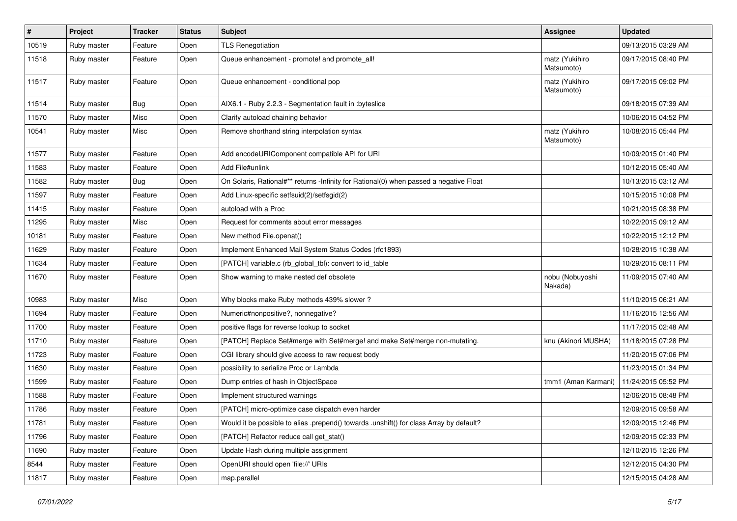| # | Project | Tracker | Status | Subject | Assignee | Updated |
| --- | --- | --- | --- | --- | --- | --- |
| 10519 | Ruby master | Feature | Open | TLS Renegotiation | | 09/13/2015 03:29 AM |
| 11518 | Ruby master | Feature | Open | Queue enhancement - promote! and promote_all! | matz (Yukihiro Matsumoto) | 09/17/2015 08:40 PM |
| 11517 | Ruby master | Feature | Open | Queue enhancement - conditional pop | matz (Yukihiro Matsumoto) | 09/17/2015 09:02 PM |
| 11514 | Ruby master | Bug | Open | AIX6.1 - Ruby 2.2.3 - Segmentation fault in :byteslice | | 09/18/2015 07:39 AM |
| 11570 | Ruby master | Misc | Open | Clarify autoload chaining behavior | | 10/06/2015 04:52 PM |
| 10541 | Ruby master | Misc | Open | Remove shorthand string interpolation syntax | matz (Yukihiro Matsumoto) | 10/08/2015 05:44 PM |
| 11577 | Ruby master | Feature | Open | Add encodeURIComponent compatible API for URI | | 10/09/2015 01:40 PM |
| 11583 | Ruby master | Feature | Open | Add File#unlink | | 10/12/2015 05:40 AM |
| 11582 | Ruby master | Bug | Open | On Solaris, Rational#** returns -Infinity for Rational(0) when passed a negative Float | | 10/13/2015 03:12 AM |
| 11597 | Ruby master | Feature | Open | Add Linux-specific setfsuid(2)/setfsgid(2) | | 10/15/2015 10:08 PM |
| 11415 | Ruby master | Feature | Open | autoload with a Proc | | 10/21/2015 08:38 PM |
| 11295 | Ruby master | Misc | Open | Request for comments about error messages | | 10/22/2015 09:12 AM |
| 10181 | Ruby master | Feature | Open | New method File.openat() | | 10/22/2015 12:12 PM |
| 11629 | Ruby master | Feature | Open | Implement Enhanced Mail System Status Codes (rfc1893) | | 10/28/2015 10:38 AM |
| 11634 | Ruby master | Feature | Open | [PATCH] variable.c (rb_global_tbl): convert to id_table | | 10/29/2015 08:11 PM |
| 11670 | Ruby master | Feature | Open | Show warning to make nested def obsolete | nobu (Nobuyoshi Nakada) | 11/09/2015 07:40 AM |
| 10983 | Ruby master | Misc | Open | Why blocks make Ruby methods 439% slower ? | | 11/10/2015 06:21 AM |
| 11694 | Ruby master | Feature | Open | Numeric#nonpositive?, nonnegative? | | 11/16/2015 12:56 AM |
| 11700 | Ruby master | Feature | Open | positive flags for reverse lookup to socket | | 11/17/2015 02:48 AM |
| 11710 | Ruby master | Feature | Open | [PATCH] Replace Set#merge with Set#merge! and make Set#merge non-mutating. | knu (Akinori MUSHA) | 11/18/2015 07:28 PM |
| 11723 | Ruby master | Feature | Open | CGI library should give access to raw request body | | 11/20/2015 07:06 PM |
| 11630 | Ruby master | Feature | Open | possibility to serialize Proc or Lambda | | 11/23/2015 01:34 PM |
| 11599 | Ruby master | Feature | Open | Dump entries of hash in ObjectSpace | tmm1 (Aman Karmani) | 11/24/2015 05:52 PM |
| 11588 | Ruby master | Feature | Open | Implement structured warnings | | 12/06/2015 08:48 PM |
| 11786 | Ruby master | Feature | Open | [PATCH] micro-optimize case dispatch even harder | | 12/09/2015 09:58 AM |
| 11781 | Ruby master | Feature | Open | Would it be possible to alias .prepend() towards .unshift() for class Array by default? | | 12/09/2015 12:46 PM |
| 11796 | Ruby master | Feature | Open | [PATCH] Refactor reduce call get_stat() | | 12/09/2015 02:33 PM |
| 11690 | Ruby master | Feature | Open | Update Hash during multiple assignment | | 12/10/2015 12:26 PM |
| 8544 | Ruby master | Feature | Open | OpenURI should open 'file://' URIs | | 12/12/2015 04:30 PM |
| 11817 | Ruby master | Feature | Open | map.parallel | | 12/15/2015 04:28 AM |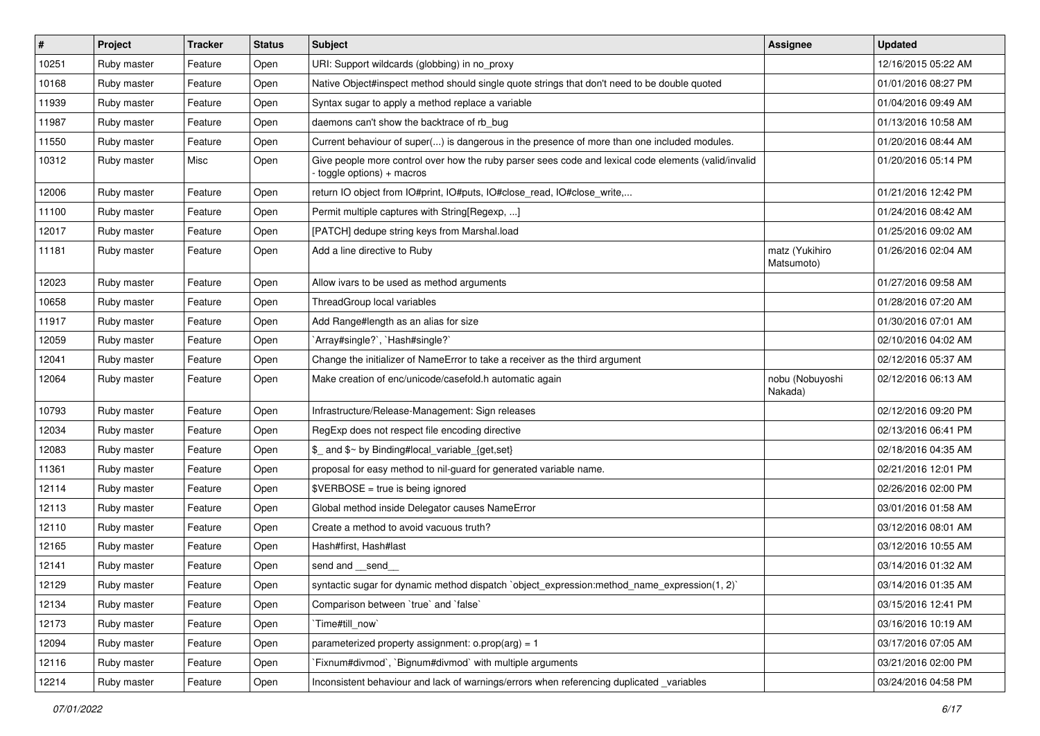| # | Project | Tracker | Status | Subject | Assignee | Updated |
|---|---|---|---|---|---|---|
| 10251 | Ruby master | Feature | Open | URI: Support wildcards (globbing) in no_proxy | | 12/16/2015 05:22 AM |
| 10168 | Ruby master | Feature | Open | Native Object#inspect method should single quote strings that don't need to be double quoted | | 01/01/2016 08:27 PM |
| 11939 | Ruby master | Feature | Open | Syntax sugar to apply a method replace a variable | | 01/04/2016 09:49 AM |
| 11987 | Ruby master | Feature | Open | daemons can't show the backtrace of rb_bug | | 01/13/2016 10:58 AM |
| 11550 | Ruby master | Feature | Open | Current behaviour of super(...) is dangerous in the presence of more than one included modules. | | 01/20/2016 08:44 AM |
| 10312 | Ruby master | Misc | Open | Give people more control over how the ruby parser sees code and lexical code elements (valid/invalid - toggle options) + macros | | 01/20/2016 05:14 PM |
| 12006 | Ruby master | Feature | Open | return IO object from IO#print, IO#puts, IO#close_read, IO#close_write,... | | 01/21/2016 12:42 PM |
| 11100 | Ruby master | Feature | Open | Permit multiple captures with String[Regexp, ...] | | 01/24/2016 08:42 AM |
| 12017 | Ruby master | Feature | Open | [PATCH] dedupe string keys from Marshal.load | | 01/25/2016 09:02 AM |
| 11181 | Ruby master | Feature | Open | Add a line directive to Ruby | matz (Yukihiro Matsumoto) | 01/26/2016 02:04 AM |
| 12023 | Ruby master | Feature | Open | Allow ivars to be used as method arguments | | 01/27/2016 09:58 AM |
| 10658 | Ruby master | Feature | Open | ThreadGroup local variables | | 01/28/2016 07:20 AM |
| 11917 | Ruby master | Feature | Open | Add Range#length as an alias for size | | 01/30/2016 07:01 AM |
| 12059 | Ruby master | Feature | Open | `Array#single?`, `Hash#single?` | | 02/10/2016 04:02 AM |
| 12041 | Ruby master | Feature | Open | Change the initializer of NameError to take a receiver as the third argument | | 02/12/2016 05:37 AM |
| 12064 | Ruby master | Feature | Open | Make creation of enc/unicode/casefold.h automatic again | nobu (Nobuyoshi Nakada) | 02/12/2016 06:13 AM |
| 10793 | Ruby master | Feature | Open | Infrastructure/Release-Management: Sign releases | | 02/12/2016 09:20 PM |
| 12034 | Ruby master | Feature | Open | RegExp does not respect file encoding directive | | 02/13/2016 06:41 PM |
| 12083 | Ruby master | Feature | Open | $_ and $~ by Binding#local_variable_{get,set} | | 02/18/2016 04:35 AM |
| 11361 | Ruby master | Feature | Open | proposal for easy method to nil-guard for generated variable name. | | 02/21/2016 12:01 PM |
| 12114 | Ruby master | Feature | Open | $VERBOSE = true is being ignored | | 02/26/2016 02:00 PM |
| 12113 | Ruby master | Feature | Open | Global method inside Delegator causes NameError | | 03/01/2016 01:58 AM |
| 12110 | Ruby master | Feature | Open | Create a method to avoid vacuous truth? | | 03/12/2016 08:01 AM |
| 12165 | Ruby master | Feature | Open | Hash#first, Hash#last | | 03/12/2016 10:55 AM |
| 12141 | Ruby master | Feature | Open | send and __send__ | | 03/14/2016 01:32 AM |
| 12129 | Ruby master | Feature | Open | syntactic sugar for dynamic method dispatch `object_expression:method_name_expression(1, 2)` | | 03/14/2016 01:35 AM |
| 12134 | Ruby master | Feature | Open | Comparison between `true` and `false` | | 03/15/2016 12:41 PM |
| 12173 | Ruby master | Feature | Open | `Time#till_now` | | 03/16/2016 10:19 AM |
| 12094 | Ruby master | Feature | Open | parameterized property assignment: o.prop(arg) = 1 | | 03/17/2016 07:05 AM |
| 12116 | Ruby master | Feature | Open | `Fixnum#divmod`, `Bignum#divmod` with multiple arguments | | 03/21/2016 02:00 PM |
| 12214 | Ruby master | Feature | Open | Inconsistent behaviour and lack of warnings/errors when referencing duplicated _variables | | 03/24/2016 04:58 PM |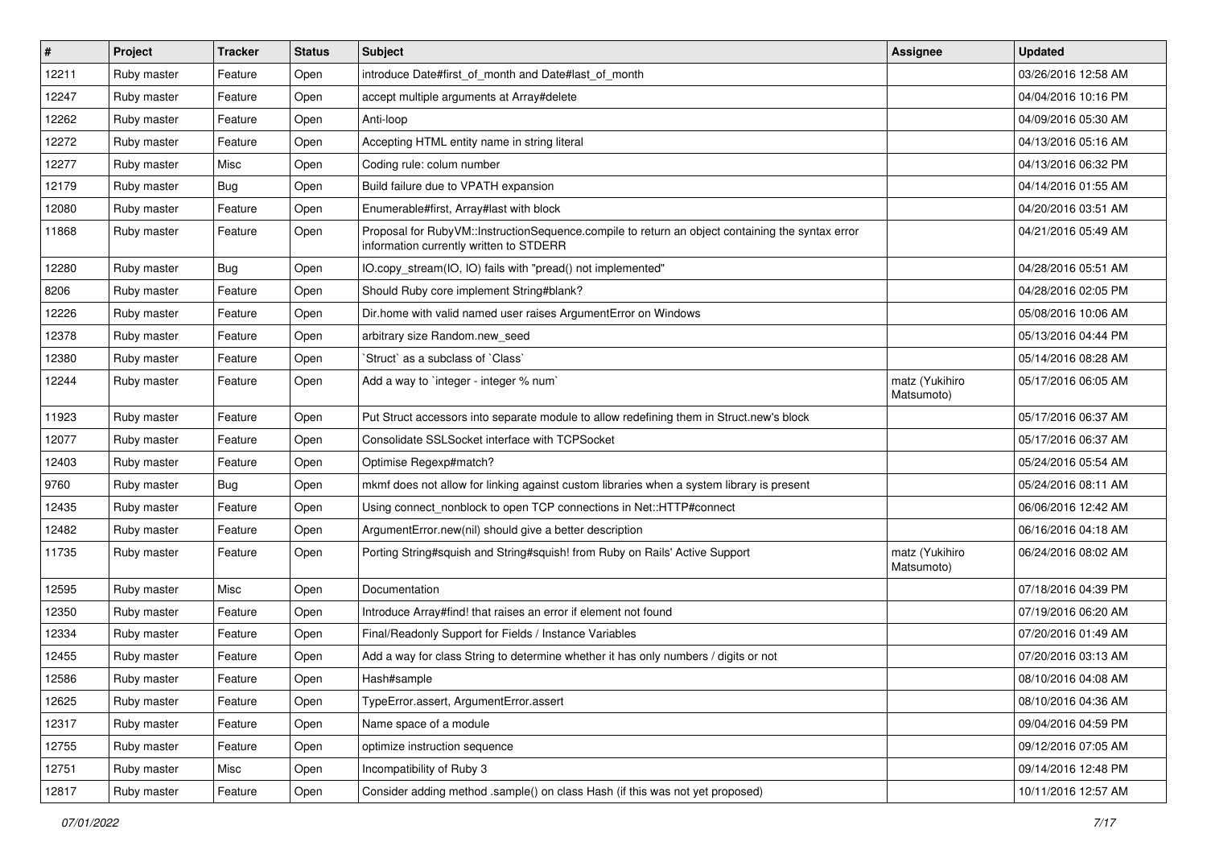| # | Project | Tracker | Status | Subject | Assignee | Updated |
|---|---|---|---|---|---|---|
| 12211 | Ruby master | Feature | Open | introduce Date#first_of_month and Date#last_of_month | | 03/26/2016 12:58 AM |
| 12247 | Ruby master | Feature | Open | accept multiple arguments at Array#delete | | 04/04/2016 10:16 PM |
| 12262 | Ruby master | Feature | Open | Anti-loop | | 04/09/2016 05:30 AM |
| 12272 | Ruby master | Feature | Open | Accepting HTML entity name in string literal | | 04/13/2016 05:16 AM |
| 12277 | Ruby master | Misc | Open | Coding rule: colum number | | 04/13/2016 06:32 PM |
| 12179 | Ruby master | Bug | Open | Build failure due to VPATH expansion | | 04/14/2016 01:55 AM |
| 12080 | Ruby master | Feature | Open | Enumerable#first, Array#last with block | | 04/20/2016 03:51 AM |
| 11868 | Ruby master | Feature | Open | Proposal for RubyVM::InstructionSequence.compile to return an object containing the syntax error information currently written to STDERR | | 04/21/2016 05:49 AM |
| 12280 | Ruby master | Bug | Open | IO.copy_stream(IO, IO) fails with "pread() not implemented" | | 04/28/2016 05:51 AM |
| 8206 | Ruby master | Feature | Open | Should Ruby core implement String#blank? | | 04/28/2016 02:05 PM |
| 12226 | Ruby master | Feature | Open | Dir.home with valid named user raises ArgumentError on Windows | | 05/08/2016 10:06 AM |
| 12378 | Ruby master | Feature | Open | arbitrary size Random.new_seed | | 05/13/2016 04:44 PM |
| 12380 | Ruby master | Feature | Open | `Struct` as a subclass of `Class` | | 05/14/2016 08:28 AM |
| 12244 | Ruby master | Feature | Open | Add a way to `integer - integer % num` | matz (Yukihiro Matsumoto) | 05/17/2016 06:05 AM |
| 11923 | Ruby master | Feature | Open | Put Struct accessors into separate module to allow redefining them in Struct.new's block | | 05/17/2016 06:37 AM |
| 12077 | Ruby master | Feature | Open | Consolidate SSLSocket interface with TCPSocket | | 05/17/2016 06:37 AM |
| 12403 | Ruby master | Feature | Open | Optimise Regexp#match? | | 05/24/2016 05:54 AM |
| 9760 | Ruby master | Bug | Open | mkmf does not allow for linking against custom libraries when a system library is present | | 05/24/2016 08:11 AM |
| 12435 | Ruby master | Feature | Open | Using connect_nonblock to open TCP connections in Net::HTTP#connect | | 06/06/2016 12:42 AM |
| 12482 | Ruby master | Feature | Open | ArgumentError.new(nil) should give a better description | | 06/16/2016 04:18 AM |
| 11735 | Ruby master | Feature | Open | Porting String#squish and String#squish! from Ruby on Rails' Active Support | matz (Yukihiro Matsumoto) | 06/24/2016 08:02 AM |
| 12595 | Ruby master | Misc | Open | Documentation | | 07/18/2016 04:39 PM |
| 12350 | Ruby master | Feature | Open | Introduce Array#find! that raises an error if element not found | | 07/19/2016 06:20 AM |
| 12334 | Ruby master | Feature | Open | Final/Readonly Support for Fields / Instance Variables | | 07/20/2016 01:49 AM |
| 12455 | Ruby master | Feature | Open | Add a way for class String to determine whether it has only numbers / digits or not | | 07/20/2016 03:13 AM |
| 12586 | Ruby master | Feature | Open | Hash#sample | | 08/10/2016 04:08 AM |
| 12625 | Ruby master | Feature | Open | TypeError.assert, ArgumentError.assert | | 08/10/2016 04:36 AM |
| 12317 | Ruby master | Feature | Open | Name space of a module | | 09/04/2016 04:59 PM |
| 12755 | Ruby master | Feature | Open | optimize instruction sequence | | 09/12/2016 07:05 AM |
| 12751 | Ruby master | Misc | Open | Incompatibility of Ruby 3 | | 09/14/2016 12:48 PM |
| 12817 | Ruby master | Feature | Open | Consider adding method .sample() on class Hash (if this was not yet proposed) | | 10/11/2016 12:57 AM |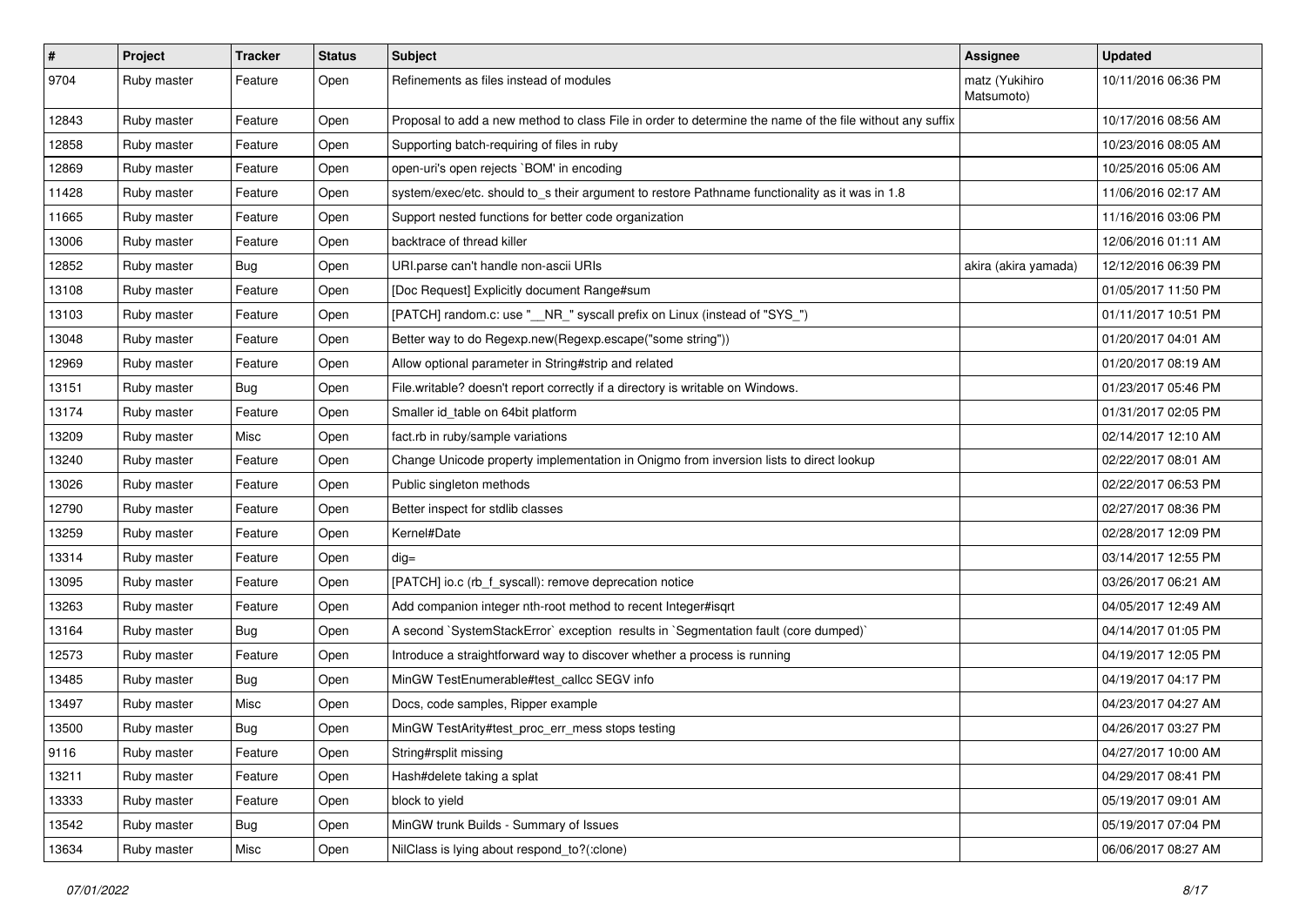| # | Project | Tracker | Status | Subject | Assignee | Updated |
|---|---|---|---|---|---|---|
| 9704 | Ruby master | Feature | Open | Refinements as files instead of modules | matz (Yukihiro Matsumoto) | 10/11/2016 06:36 PM |
| 12843 | Ruby master | Feature | Open | Proposal to add a new method to class File in order to determine the name of the file without any suffix | | 10/17/2016 08:56 AM |
| 12858 | Ruby master | Feature | Open | Supporting batch-requiring of files in ruby | | 10/23/2016 08:05 AM |
| 12869 | Ruby master | Feature | Open | open-uri's open rejects `BOM' in encoding | | 10/25/2016 05:06 AM |
| 11428 | Ruby master | Feature | Open | system/exec/etc. should to_s their argument to restore Pathname functionality as it was in 1.8 | | 11/06/2016 02:17 AM |
| 11665 | Ruby master | Feature | Open | Support nested functions for better code organization | | 11/16/2016 03:06 PM |
| 13006 | Ruby master | Feature | Open | backtrace of thread killer | | 12/06/2016 01:11 AM |
| 12852 | Ruby master | Bug | Open | URI.parse can't handle non-ascii URIs | akira (akira yamada) | 12/12/2016 06:39 PM |
| 13108 | Ruby master | Feature | Open | [Doc Request] Explicitly document Range#sum | | 01/05/2017 11:50 PM |
| 13103 | Ruby master | Feature | Open | [PATCH] random.c: use "__NR_" syscall prefix on Linux (instead of "SYS_") | | 01/11/2017 10:51 PM |
| 13048 | Ruby master | Feature | Open | Better way to do Regexp.new(Regexp.escape("some string")) | | 01/20/2017 04:01 AM |
| 12969 | Ruby master | Feature | Open | Allow optional parameter in String#strip and related | | 01/20/2017 08:19 AM |
| 13151 | Ruby master | Bug | Open | File.writable? doesn't report correctly if a directory is writable on Windows. | | 01/23/2017 05:46 PM |
| 13174 | Ruby master | Feature | Open | Smaller id_table on 64bit platform | | 01/31/2017 02:05 PM |
| 13209 | Ruby master | Misc | Open | fact.rb in ruby/sample variations | | 02/14/2017 12:10 AM |
| 13240 | Ruby master | Feature | Open | Change Unicode property implementation in Onigmo from inversion lists to direct lookup | | 02/22/2017 08:01 AM |
| 13026 | Ruby master | Feature | Open | Public singleton methods | | 02/22/2017 06:53 PM |
| 12790 | Ruby master | Feature | Open | Better inspect for stdlib classes | | 02/27/2017 08:36 PM |
| 13259 | Ruby master | Feature | Open | Kernel#Date | | 02/28/2017 12:09 PM |
| 13314 | Ruby master | Feature | Open | dig= | | 03/14/2017 12:55 PM |
| 13095 | Ruby master | Feature | Open | [PATCH] io.c (rb_f_syscall): remove deprecation notice | | 03/26/2017 06:21 AM |
| 13263 | Ruby master | Feature | Open | Add companion integer nth-root method to recent Integer#isqrt | | 04/05/2017 12:49 AM |
| 13164 | Ruby master | Bug | Open | A second `SystemStackError` exception results in `Segmentation fault (core dumped)` | | 04/14/2017 01:05 PM |
| 12573 | Ruby master | Feature | Open | Introduce a straightforward way to discover whether a process is running | | 04/19/2017 12:05 PM |
| 13485 | Ruby master | Bug | Open | MinGW TestEnumerable#test_callcc SEGV info | | 04/19/2017 04:17 PM |
| 13497 | Ruby master | Misc | Open | Docs, code samples, Ripper example | | 04/23/2017 04:27 AM |
| 13500 | Ruby master | Bug | Open | MinGW TestArity#test_proc_err_mess stops testing | | 04/26/2017 03:27 PM |
| 9116 | Ruby master | Feature | Open | String#rsplit missing | | 04/27/2017 10:00 AM |
| 13211 | Ruby master | Feature | Open | Hash#delete taking a splat | | 04/29/2017 08:41 PM |
| 13333 | Ruby master | Feature | Open | block to yield | | 05/19/2017 09:01 AM |
| 13542 | Ruby master | Bug | Open | MinGW trunk Builds - Summary of Issues | | 05/19/2017 07:04 PM |
| 13634 | Ruby master | Misc | Open | NilClass is lying about respond_to?(:clone) | | 06/06/2017 08:27 AM |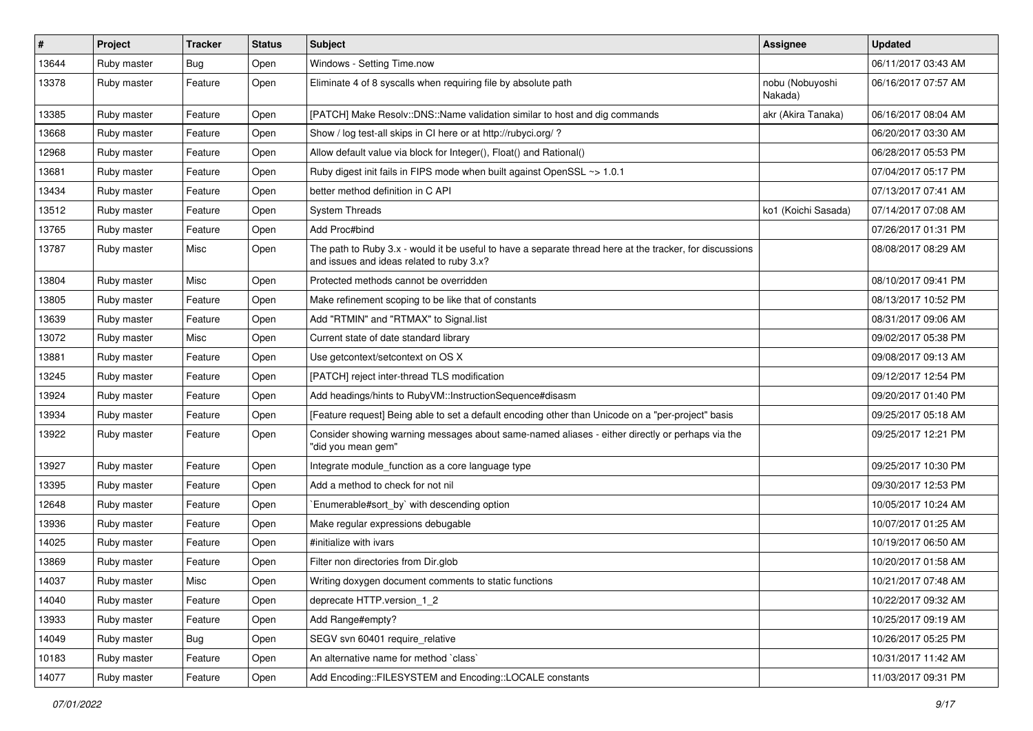| # | Project | Tracker | Status | Subject | Assignee | Updated |
|---|---|---|---|---|---|---|
| 13644 | Ruby master | Bug | Open | Windows - Setting Time.now | | 06/11/2017 03:43 AM |
| 13378 | Ruby master | Feature | Open | Eliminate 4 of 8 syscalls when requiring file by absolute path | nobu (Nobuyoshi Nakada) | 06/16/2017 07:57 AM |
| 13385 | Ruby master | Feature | Open | [PATCH] Make Resolv::DNS::Name validation similar to host and dig commands | akr (Akira Tanaka) | 06/16/2017 08:04 AM |
| 13668 | Ruby master | Feature | Open | Show / log test-all skips in CI here or at http://rubyci.org/ ? | | 06/20/2017 03:30 AM |
| 12968 | Ruby master | Feature | Open | Allow default value via block for Integer(), Float() and Rational() | | 06/28/2017 05:53 PM |
| 13681 | Ruby master | Feature | Open | Ruby digest init fails in FIPS mode when built against OpenSSL ~> 1.0.1 | | 07/04/2017 05:17 PM |
| 13434 | Ruby master | Feature | Open | better method definition in C API | | 07/13/2017 07:41 AM |
| 13512 | Ruby master | Feature | Open | System Threads | ko1 (Koichi Sasada) | 07/14/2017 07:08 AM |
| 13765 | Ruby master | Feature | Open | Add Proc#bind | | 07/26/2017 01:31 PM |
| 13787 | Ruby master | Misc | Open | The path to Ruby 3.x - would it be useful to have a separate thread here at the tracker, for discussions and issues and ideas related to ruby 3.x? | | 08/08/2017 08:29 AM |
| 13804 | Ruby master | Misc | Open | Protected methods cannot be overridden | | 08/10/2017 09:41 PM |
| 13805 | Ruby master | Feature | Open | Make refinement scoping to be like that of constants | | 08/13/2017 10:52 PM |
| 13639 | Ruby master | Feature | Open | Add "RTMIN" and "RTMAX" to Signal.list | | 08/31/2017 09:06 AM |
| 13072 | Ruby master | Misc | Open | Current state of date standard library | | 09/02/2017 05:38 PM |
| 13881 | Ruby master | Feature | Open | Use getcontext/setcontext on OS X | | 09/08/2017 09:13 AM |
| 13245 | Ruby master | Feature | Open | [PATCH] reject inter-thread TLS modification | | 09/12/2017 12:54 PM |
| 13924 | Ruby master | Feature | Open | Add headings/hints to RubyVM::InstructionSequence#disasm | | 09/20/2017 01:40 PM |
| 13934 | Ruby master | Feature | Open | [Feature request] Being able to set a default encoding other than Unicode on a "per-project" basis | | 09/25/2017 05:18 AM |
| 13922 | Ruby master | Feature | Open | Consider showing warning messages about same-named aliases - either directly or perhaps via the "did you mean gem" | | 09/25/2017 12:21 PM |
| 13927 | Ruby master | Feature | Open | Integrate module_function as a core language type | | 09/25/2017 10:30 PM |
| 13395 | Ruby master | Feature | Open | Add a method to check for not nil | | 09/30/2017 12:53 PM |
| 12648 | Ruby master | Feature | Open | `Enumerable#sort_by` with descending option | | 10/05/2017 10:24 AM |
| 13936 | Ruby master | Feature | Open | Make regular expressions debugable | | 10/07/2017 01:25 AM |
| 14025 | Ruby master | Feature | Open | #initialize with ivars | | 10/19/2017 06:50 AM |
| 13869 | Ruby master | Feature | Open | Filter non directories from Dir.glob | | 10/20/2017 01:58 AM |
| 14037 | Ruby master | Misc | Open | Writing doxygen document comments to static functions | | 10/21/2017 07:48 AM |
| 14040 | Ruby master | Feature | Open | deprecate HTTP.version_1_2 | | 10/22/2017 09:32 AM |
| 13933 | Ruby master | Feature | Open | Add Range#empty? | | 10/25/2017 09:19 AM |
| 14049 | Ruby master | Bug | Open | SEGV svn 60401 require_relative | | 10/26/2017 05:25 PM |
| 10183 | Ruby master | Feature | Open | An alternative name for method `class` | | 10/31/2017 11:42 AM |
| 14077 | Ruby master | Feature | Open | Add Encoding::FILESYSTEM and Encoding::LOCALE constants | | 11/03/2017 09:31 PM |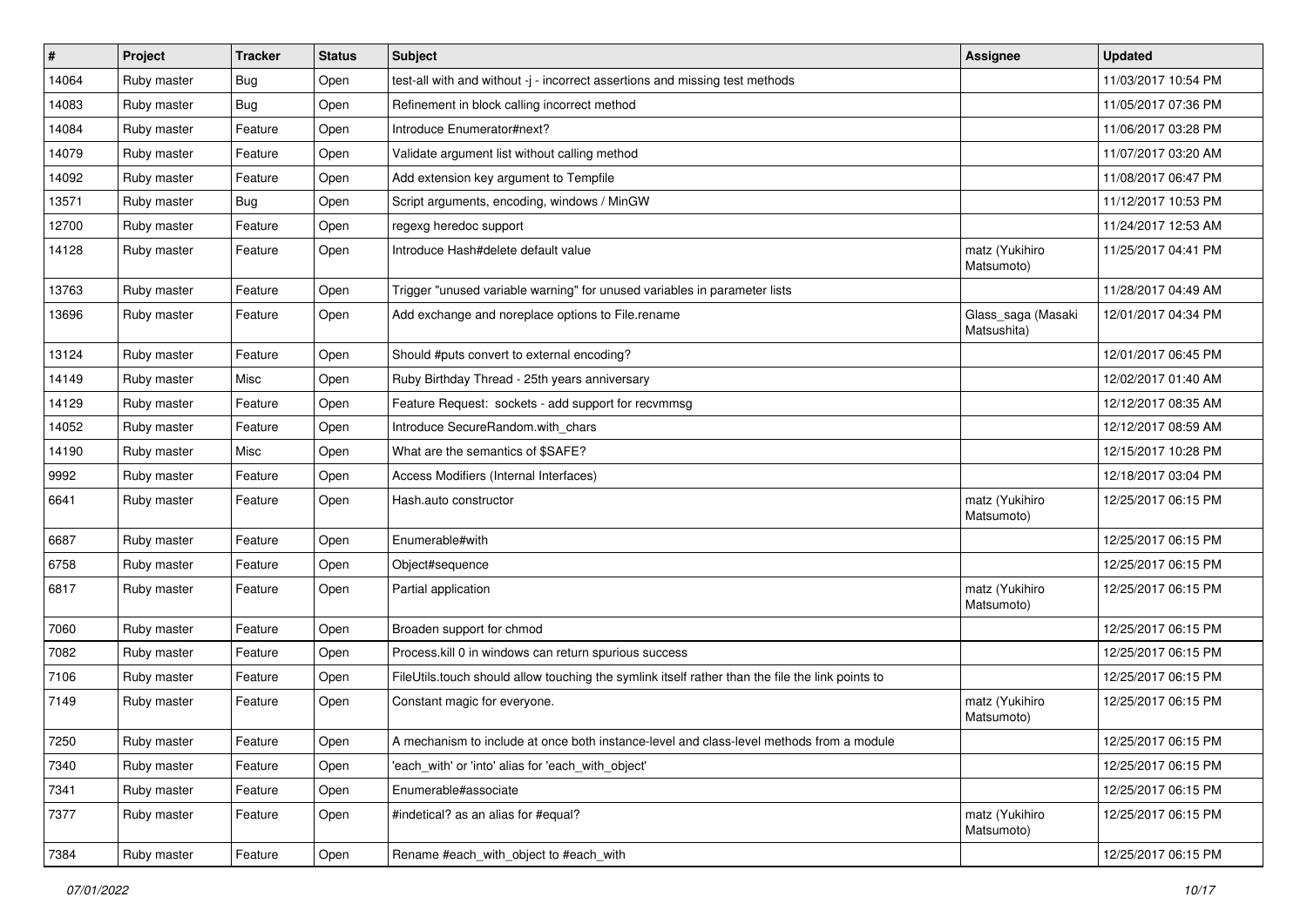| # | Project | Tracker | Status | Subject | Assignee | Updated |
|---|---|---|---|---|---|---|
| 14064 | Ruby master | Bug | Open | test-all with and without -j - incorrect assertions and missing test methods | | 11/03/2017 10:54 PM |
| 14083 | Ruby master | Bug | Open | Refinement in block calling incorrect method | | 11/05/2017 07:36 PM |
| 14084 | Ruby master | Feature | Open | Introduce Enumerator#next? | | 11/06/2017 03:28 PM |
| 14079 | Ruby master | Feature | Open | Validate argument list without calling method | | 11/07/2017 03:20 AM |
| 14092 | Ruby master | Feature | Open | Add extension key argument to Tempfile | | 11/08/2017 06:47 PM |
| 13571 | Ruby master | Bug | Open | Script arguments, encoding, windows / MinGW | | 11/12/2017 10:53 PM |
| 12700 | Ruby master | Feature | Open | regexg heredoc support | | 11/24/2017 12:53 AM |
| 14128 | Ruby master | Feature | Open | Introduce Hash#delete default value | matz (Yukihiro Matsumoto) | 11/25/2017 04:41 PM |
| 13763 | Ruby master | Feature | Open | Trigger "unused variable warning" for unused variables in parameter lists | | 11/28/2017 04:49 AM |
| 13696 | Ruby master | Feature | Open | Add exchange and noreplace options to File.rename | Glass_saga (Masaki Matsushita) | 12/01/2017 04:34 PM |
| 13124 | Ruby master | Feature | Open | Should #puts convert to external encoding? | | 12/01/2017 06:45 PM |
| 14149 | Ruby master | Misc | Open | Ruby Birthday Thread - 25th years anniversary | | 12/02/2017 01:40 AM |
| 14129 | Ruby master | Feature | Open | Feature Request: sockets - add support for recvmmsg | | 12/12/2017 08:35 AM |
| 14052 | Ruby master | Feature | Open | Introduce SecureRandom.with_chars | | 12/12/2017 08:59 AM |
| 14190 | Ruby master | Misc | Open | What are the semantics of $SAFE? | | 12/15/2017 10:28 PM |
| 9992 | Ruby master | Feature | Open | Access Modifiers (Internal Interfaces) | | 12/18/2017 03:04 PM |
| 6641 | Ruby master | Feature | Open | Hash.auto constructor | matz (Yukihiro Matsumoto) | 12/25/2017 06:15 PM |
| 6687 | Ruby master | Feature | Open | Enumerable#with | | 12/25/2017 06:15 PM |
| 6758 | Ruby master | Feature | Open | Object#sequence | | 12/25/2017 06:15 PM |
| 6817 | Ruby master | Feature | Open | Partial application | matz (Yukihiro Matsumoto) | 12/25/2017 06:15 PM |
| 7060 | Ruby master | Feature | Open | Broaden support for chmod | | 12/25/2017 06:15 PM |
| 7082 | Ruby master | Feature | Open | Process.kill 0 in windows can return spurious success | | 12/25/2017 06:15 PM |
| 7106 | Ruby master | Feature | Open | FileUtils.touch should allow touching the symlink itself rather than the file the link points to | | 12/25/2017 06:15 PM |
| 7149 | Ruby master | Feature | Open | Constant magic for everyone. | matz (Yukihiro Matsumoto) | 12/25/2017 06:15 PM |
| 7250 | Ruby master | Feature | Open | A mechanism to include at once both instance-level and class-level methods from a module | | 12/25/2017 06:15 PM |
| 7340 | Ruby master | Feature | Open | 'each_with' or 'into' alias for 'each_with_object' | | 12/25/2017 06:15 PM |
| 7341 | Ruby master | Feature | Open | Enumerable#associate | | 12/25/2017 06:15 PM |
| 7377 | Ruby master | Feature | Open | #indetical? as an alias for #equal? | matz (Yukihiro Matsumoto) | 12/25/2017 06:15 PM |
| 7384 | Ruby master | Feature | Open | Rename #each_with_object to #each_with | | 12/25/2017 06:15 PM |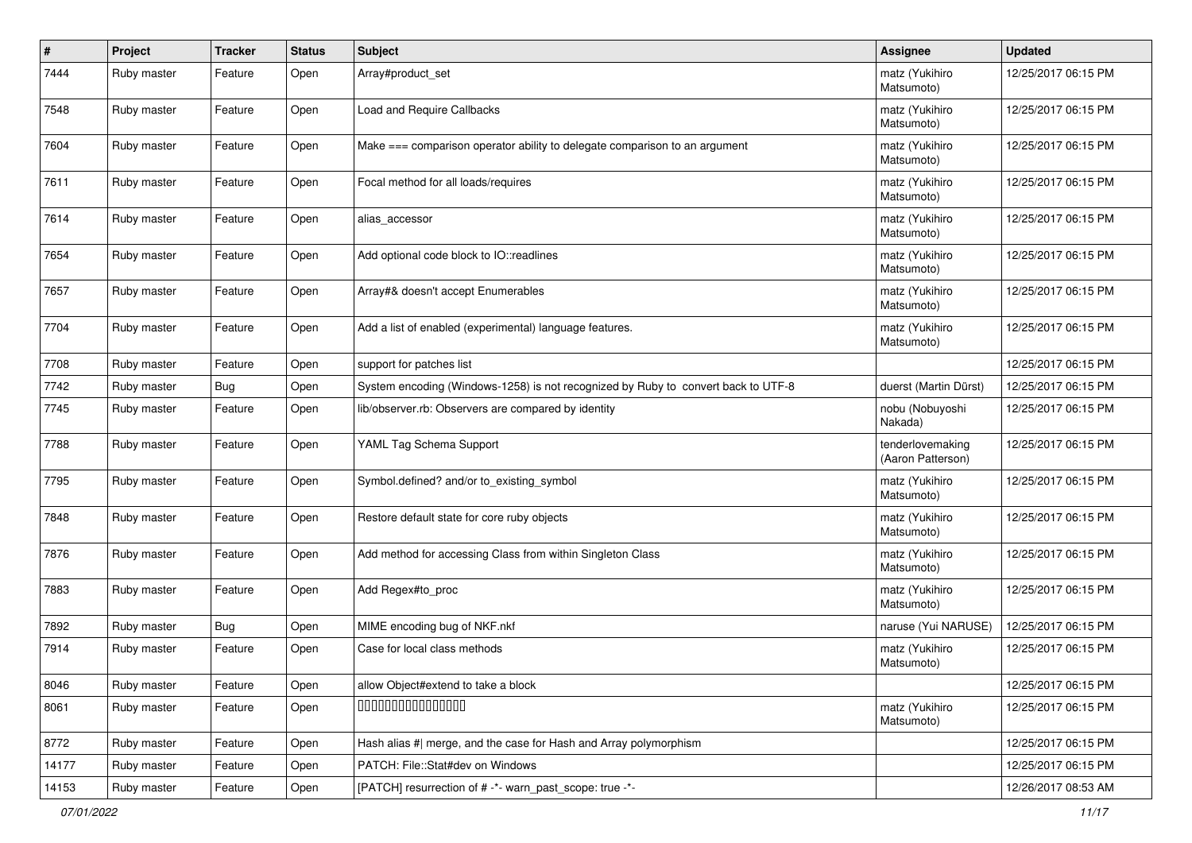| # | Project | Tracker | Status | Subject | Assignee | Updated |
|---|---|---|---|---|---|---|
| 7444 | Ruby master | Feature | Open | Array#product_set | matz (Yukihiro Matsumoto) | 12/25/2017 06:15 PM |
| 7548 | Ruby master | Feature | Open | Load and Require Callbacks | matz (Yukihiro Matsumoto) | 12/25/2017 06:15 PM |
| 7604 | Ruby master | Feature | Open | Make === comparison operator ability to delegate comparison to an argument | matz (Yukihiro Matsumoto) | 12/25/2017 06:15 PM |
| 7611 | Ruby master | Feature | Open | Focal method for all loads/requires | matz (Yukihiro Matsumoto) | 12/25/2017 06:15 PM |
| 7614 | Ruby master | Feature | Open | alias_accessor | matz (Yukihiro Matsumoto) | 12/25/2017 06:15 PM |
| 7654 | Ruby master | Feature | Open | Add optional code block to IO::readlines | matz (Yukihiro Matsumoto) | 12/25/2017 06:15 PM |
| 7657 | Ruby master | Feature | Open | Array#& doesn't accept Enumerables | matz (Yukihiro Matsumoto) | 12/25/2017 06:15 PM |
| 7704 | Ruby master | Feature | Open | Add a list of enabled (experimental) language features. | matz (Yukihiro Matsumoto) | 12/25/2017 06:15 PM |
| 7708 | Ruby master | Feature | Open | support for patches list | | 12/25/2017 06:15 PM |
| 7742 | Ruby master | Bug | Open | System encoding (Windows-1258) is not recognized by Ruby to convert back to UTF-8 | duerst (Martin Dürst) | 12/25/2017 06:15 PM |
| 7745 | Ruby master | Feature | Open | lib/observer.rb: Observers are compared by identity | nobu (Nobuyoshi Nakada) | 12/25/2017 06:15 PM |
| 7788 | Ruby master | Feature | Open | YAML Tag Schema Support | tenderlovemaking (Aaron Patterson) | 12/25/2017 06:15 PM |
| 7795 | Ruby master | Feature | Open | Symbol.defined? and/or to_existing_symbol | matz (Yukihiro Matsumoto) | 12/25/2017 06:15 PM |
| 7848 | Ruby master | Feature | Open | Restore default state for core ruby objects | matz (Yukihiro Matsumoto) | 12/25/2017 06:15 PM |
| 7876 | Ruby master | Feature | Open | Add method for accessing Class from within Singleton Class | matz (Yukihiro Matsumoto) | 12/25/2017 06:15 PM |
| 7883 | Ruby master | Feature | Open | Add Regex#to_proc | matz (Yukihiro Matsumoto) | 12/25/2017 06:15 PM |
| 7892 | Ruby master | Bug | Open | MIME encoding bug of NKF.nkf | naruse (Yui NARUSE) | 12/25/2017 06:15 PM |
| 7914 | Ruby master | Feature | Open | Case for local class methods | matz (Yukihiro Matsumoto) | 12/25/2017 06:15 PM |
| 8046 | Ruby master | Feature | Open | allow Object#extend to take a block | | 12/25/2017 06:15 PM |
| 8061 | Ruby master | Feature | Open | 0000000000000000 | matz (Yukihiro Matsumoto) | 12/25/2017 06:15 PM |
| 8772 | Ruby master | Feature | Open | Hash alias #\| merge, and the case for Hash and Array polymorphism | | 12/25/2017 06:15 PM |
| 14177 | Ruby master | Feature | Open | PATCH: File::Stat#dev on Windows | | 12/25/2017 06:15 PM |
| 14153 | Ruby master | Feature | Open | [PATCH] resurrection of # -*- warn_past_scope: true -*- | | 12/26/2017 08:53 AM |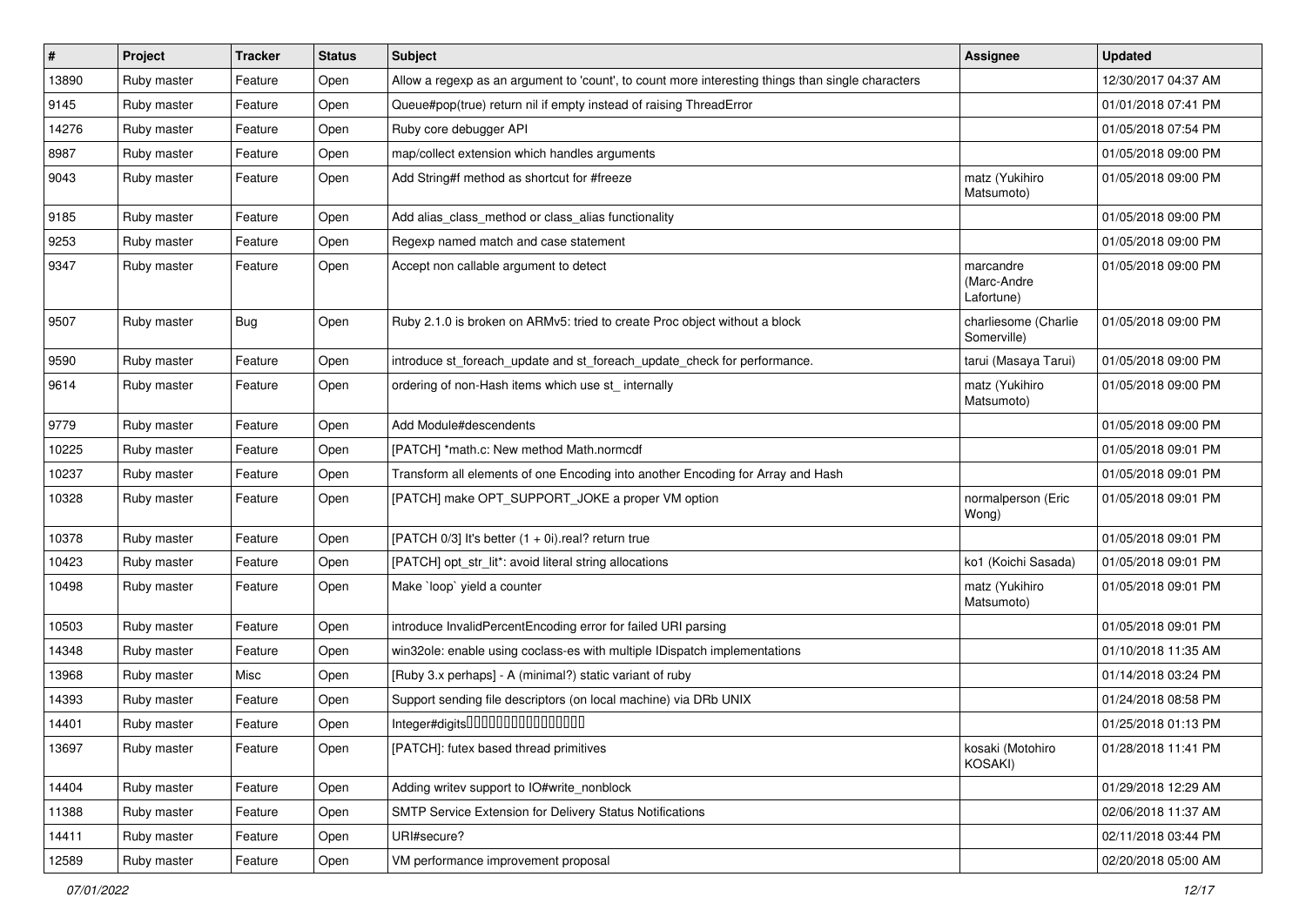| # | Project | Tracker | Status | Subject | Assignee | Updated |
|---|---|---|---|---|---|---|
| 13890 | Ruby master | Feature | Open | Allow a regexp as an argument to 'count', to count more interesting things than single characters | | 12/30/2017 04:37 AM |
| 9145 | Ruby master | Feature | Open | Queue#pop(true) return nil if empty instead of raising ThreadError | | 01/01/2018 07:41 PM |
| 14276 | Ruby master | Feature | Open | Ruby core debugger API | | 01/05/2018 07:54 PM |
| 8987 | Ruby master | Feature | Open | map/collect extension which handles arguments | | 01/05/2018 09:00 PM |
| 9043 | Ruby master | Feature | Open | Add String#f method as shortcut for #freeze | matz (Yukihiro Matsumoto) | 01/05/2018 09:00 PM |
| 9185 | Ruby master | Feature | Open | Add alias_class_method or class_alias functionality | | 01/05/2018 09:00 PM |
| 9253 | Ruby master | Feature | Open | Regexp named match and case statement | | 01/05/2018 09:00 PM |
| 9347 | Ruby master | Feature | Open | Accept non callable argument to detect | marcandre (Marc-Andre Lafortune) | 01/05/2018 09:00 PM |
| 9507 | Ruby master | Bug | Open | Ruby 2.1.0 is broken on ARMv5: tried to create Proc object without a block | charliesome (Charlie Somerville) | 01/05/2018 09:00 PM |
| 9590 | Ruby master | Feature | Open | introduce st_foreach_update and st_foreach_update_check for performance. | tarui (Masaya Tarui) | 01/05/2018 09:00 PM |
| 9614 | Ruby master | Feature | Open | ordering of non-Hash items which use st_ internally | matz (Yukihiro Matsumoto) | 01/05/2018 09:00 PM |
| 9779 | Ruby master | Feature | Open | Add Module#descendents | | 01/05/2018 09:00 PM |
| 10225 | Ruby master | Feature | Open | [PATCH] *math.c: New method Math.normcdf | | 01/05/2018 09:01 PM |
| 10237 | Ruby master | Feature | Open | Transform all elements of one Encoding into another Encoding for Array and Hash | | 01/05/2018 09:01 PM |
| 10328 | Ruby master | Feature | Open | [PATCH] make OPT_SUPPORT_JOKE a proper VM option | normalperson (Eric Wong) | 01/05/2018 09:01 PM |
| 10378 | Ruby master | Feature | Open | [PATCH 0/3] It's better (1 + 0i).real? return true | | 01/05/2018 09:01 PM |
| 10423 | Ruby master | Feature | Open | [PATCH] opt_str_lit*: avoid literal string allocations | ko1 (Koichi Sasada) | 01/05/2018 09:01 PM |
| 10498 | Ruby master | Feature | Open | Make `loop` yield a counter | matz (Yukihiro Matsumoto) | 01/05/2018 09:01 PM |
| 10503 | Ruby master | Feature | Open | introduce InvalidPercentEncoding error for failed URI parsing | | 01/05/2018 09:01 PM |
| 14348 | Ruby master | Feature | Open | win32ole: enable using coclass-es with multiple IDispatch implementations | | 01/10/2018 11:35 AM |
| 13968 | Ruby master | Misc | Open | [Ruby 3.x perhaps] - A (minimal?) static variant of ruby | | 01/14/2018 03:24 PM |
| 14393 | Ruby master | Feature | Open | Support sending file descriptors (on local machine) via DRb UNIX | | 01/24/2018 08:58 PM |
| 14401 | Ruby master | Feature | Open | Integer#digits���������������� | | 01/25/2018 01:13 PM |
| 13697 | Ruby master | Feature | Open | [PATCH]: futex based thread primitives | kosaki (Motohiro KOSAKI) | 01/28/2018 11:41 PM |
| 14404 | Ruby master | Feature | Open | Adding writev support to IO#write_nonblock | | 01/29/2018 12:29 AM |
| 11388 | Ruby master | Feature | Open | SMTP Service Extension for Delivery Status Notifications | | 02/06/2018 11:37 AM |
| 14411 | Ruby master | Feature | Open | URI#secure? | | 02/11/2018 03:44 PM |
| 12589 | Ruby master | Feature | Open | VM performance improvement proposal | | 02/20/2018 05:00 AM |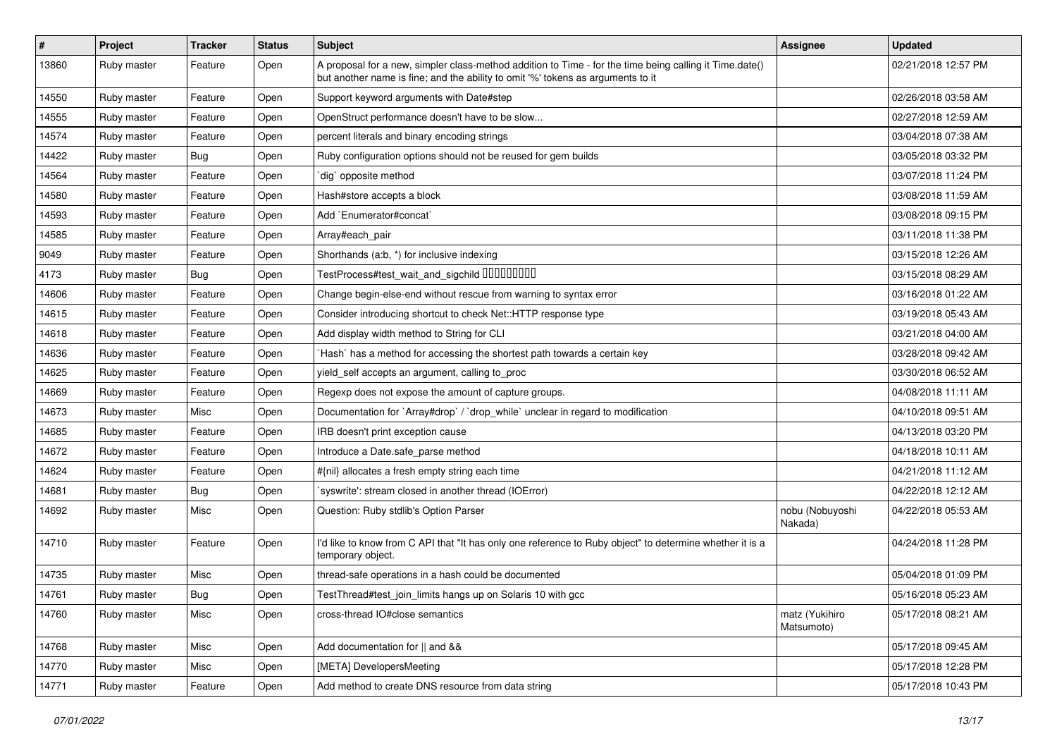| # | Project | Tracker | Status | Subject | Assignee | Updated |
| --- | --- | --- | --- | --- | --- | --- |
| 13860 | Ruby master | Feature | Open | A proposal for a new, simpler class-method addition to Time - for the time being calling it Time.date() but another name is fine; and the ability to omit '%' tokens as arguments to it | | 02/21/2018 12:57 PM |
| 14550 | Ruby master | Feature | Open | Support keyword arguments with Date#step | | 02/26/2018 03:58 AM |
| 14555 | Ruby master | Feature | Open | OpenStruct performance doesn't have to be slow... | | 02/27/2018 12:59 AM |
| 14574 | Ruby master | Feature | Open | percent literals and binary encoding strings | | 03/04/2018 07:38 AM |
| 14422 | Ruby master | Bug | Open | Ruby configuration options should not be reused for gem builds | | 03/05/2018 03:32 PM |
| 14564 | Ruby master | Feature | Open | `dig` opposite method | | 03/07/2018 11:24 PM |
| 14580 | Ruby master | Feature | Open | Hash#store accepts a block | | 03/08/2018 11:59 AM |
| 14593 | Ruby master | Feature | Open | Add `Enumerator#concat` | | 03/08/2018 09:15 PM |
| 14585 | Ruby master | Feature | Open | Array#each_pair | | 03/11/2018 11:38 PM |
| 9049 | Ruby master | Feature | Open | Shorthands (a:b, *) for inclusive indexing | | 03/15/2018 12:26 AM |
| 4173 | Ruby master | Bug | Open | TestProcess#test_wait_and_sigchild □□□□□□□□□ | | 03/15/2018 08:29 AM |
| 14606 | Ruby master | Feature | Open | Change begin-else-end without rescue from warning to syntax error | | 03/16/2018 01:22 AM |
| 14615 | Ruby master | Feature | Open | Consider introducing shortcut to check Net::HTTP response type | | 03/19/2018 05:43 AM |
| 14618 | Ruby master | Feature | Open | Add display width method to String for CLI | | 03/21/2018 04:00 AM |
| 14636 | Ruby master | Feature | Open | `Hash` has a method for accessing the shortest path towards a certain key | | 03/28/2018 09:42 AM |
| 14625 | Ruby master | Feature | Open | yield_self accepts an argument, calling to_proc | | 03/30/2018 06:52 AM |
| 14669 | Ruby master | Feature | Open | Regexp does not expose the amount of capture groups. | | 04/08/2018 11:11 AM |
| 14673 | Ruby master | Misc | Open | Documentation for `Array#drop` / `drop_while` unclear in regard to modification | | 04/10/2018 09:51 AM |
| 14685 | Ruby master | Feature | Open | IRB doesn't print exception cause | | 04/13/2018 03:20 PM |
| 14672 | Ruby master | Feature | Open | Introduce a Date.safe_parse method | | 04/18/2018 10:11 AM |
| 14624 | Ruby master | Feature | Open | #{nil} allocates a fresh empty string each time | | 04/21/2018 11:12 AM |
| 14681 | Ruby master | Bug | Open | `syswrite': stream closed in another thread (IOError) | | 04/22/2018 12:12 AM |
| 14692 | Ruby master | Misc | Open | Question: Ruby stdlib's Option Parser | nobu (Nobuyoshi Nakada) | 04/22/2018 05:53 AM |
| 14710 | Ruby master | Feature | Open | I'd like to know from C API that "It has only one reference to Ruby object" to determine whether it is a temporary object. | | 04/24/2018 11:28 PM |
| 14735 | Ruby master | Misc | Open | thread-safe operations in a hash could be documented | | 05/04/2018 01:09 PM |
| 14761 | Ruby master | Bug | Open | TestThread#test_join_limits hangs up on Solaris 10 with gcc | | 05/16/2018 05:23 AM |
| 14760 | Ruby master | Misc | Open | cross-thread IO#close semantics | matz (Yukihiro Matsumoto) | 05/17/2018 08:21 AM |
| 14768 | Ruby master | Misc | Open | Add documentation for \|\| and && | | 05/17/2018 09:45 AM |
| 14770 | Ruby master | Misc | Open | [META] DevelopersMeeting | | 05/17/2018 12:28 PM |
| 14771 | Ruby master | Feature | Open | Add method to create DNS resource from data string | | 05/17/2018 10:43 PM |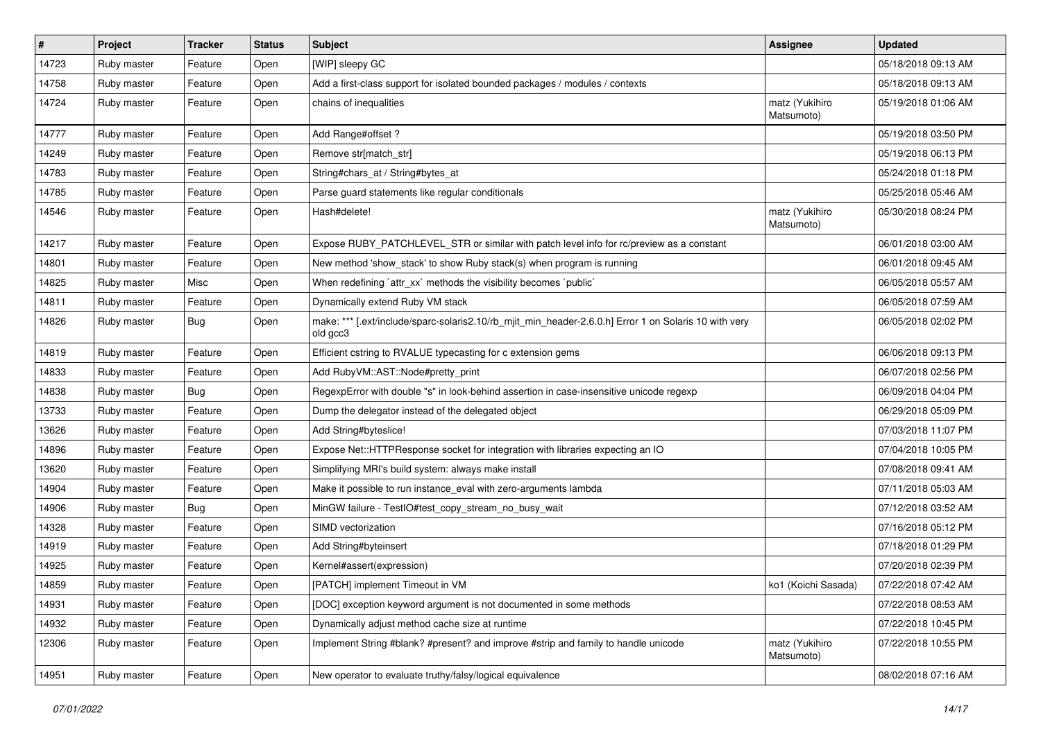| # | Project | Tracker | Status | Subject | Assignee | Updated |
|---|---|---|---|---|---|---|
| 14723 | Ruby master | Feature | Open | [WIP] sleepy GC | | 05/18/2018 09:13 AM |
| 14758 | Ruby master | Feature | Open | Add a first-class support for isolated bounded packages / modules / contexts | | 05/18/2018 09:13 AM |
| 14724 | Ruby master | Feature | Open | chains of inequalities | matz (Yukihiro Matsumoto) | 05/19/2018 01:06 AM |
| 14777 | Ruby master | Feature | Open | Add Range#offset ? | | 05/19/2018 03:50 PM |
| 14249 | Ruby master | Feature | Open | Remove str[match_str] | | 05/19/2018 06:13 PM |
| 14783 | Ruby master | Feature | Open | String#chars_at / String#bytes_at | | 05/24/2018 01:18 PM |
| 14785 | Ruby master | Feature | Open | Parse guard statements like regular conditionals | | 05/25/2018 05:46 AM |
| 14546 | Ruby master | Feature | Open | Hash#delete! | matz (Yukihiro Matsumoto) | 05/30/2018 08:24 PM |
| 14217 | Ruby master | Feature | Open | Expose RUBY_PATCHLEVEL_STR or similar with patch level info for rc/preview as a constant | | 06/01/2018 03:00 AM |
| 14801 | Ruby master | Feature | Open | New method 'show_stack' to show Ruby stack(s) when program is running | | 06/01/2018 09:45 AM |
| 14825 | Ruby master | Misc | Open | When redefining `attr_xx` methods the visibility becomes `public` | | 06/05/2018 05:57 AM |
| 14811 | Ruby master | Feature | Open | Dynamically extend Ruby VM stack | | 06/05/2018 07:59 AM |
| 14826 | Ruby master | Bug | Open | make: *** [.ext/include/sparc-solaris2.10/rb_mjit_min_header-2.6.0.h] Error 1 on Solaris 10 with very old gcc3 | | 06/05/2018 02:02 PM |
| 14819 | Ruby master | Feature | Open | Efficient cstring to RVALUE typecasting for c extension gems | | 06/06/2018 09:13 PM |
| 14833 | Ruby master | Feature | Open | Add RubyVM::AST::Node#pretty_print | | 06/07/2018 02:56 PM |
| 14838 | Ruby master | Bug | Open | RegexpError with double "s" in look-behind assertion in case-insensitive unicode regexp | | 06/09/2018 04:04 PM |
| 13733 | Ruby master | Feature | Open | Dump the delegator instead of the delegated object | | 06/29/2018 05:09 PM |
| 13626 | Ruby master | Feature | Open | Add String#byteslice! | | 07/03/2018 11:07 PM |
| 14896 | Ruby master | Feature | Open | Expose Net::HTTPResponse socket for integration with libraries expecting an IO | | 07/04/2018 10:05 PM |
| 13620 | Ruby master | Feature | Open | Simplifying MRI's build system: always make install | | 07/08/2018 09:41 AM |
| 14904 | Ruby master | Feature | Open | Make it possible to run instance_eval with zero-arguments lambda | | 07/11/2018 05:03 AM |
| 14906 | Ruby master | Bug | Open | MinGW failure - TestIO#test_copy_stream_no_busy_wait | | 07/12/2018 03:52 AM |
| 14328 | Ruby master | Feature | Open | SIMD vectorization | | 07/16/2018 05:12 PM |
| 14919 | Ruby master | Feature | Open | Add String#byteinsert | | 07/18/2018 01:29 PM |
| 14925 | Ruby master | Feature | Open | Kernel#assert(expression) | | 07/20/2018 02:39 PM |
| 14859 | Ruby master | Feature | Open | [PATCH] implement Timeout in VM | ko1 (Koichi Sasada) | 07/22/2018 07:42 AM |
| 14931 | Ruby master | Feature | Open | [DOC] exception keyword argument is not documented in some methods | | 07/22/2018 08:53 AM |
| 14932 | Ruby master | Feature | Open | Dynamically adjust method cache size at runtime | | 07/22/2018 10:45 PM |
| 12306 | Ruby master | Feature | Open | Implement String #blank? #present? and improve #strip and family to handle unicode | matz (Yukihiro Matsumoto) | 07/22/2018 10:55 PM |
| 14951 | Ruby master | Feature | Open | New operator to evaluate truthy/falsy/logical equivalence | | 08/02/2018 07:16 AM |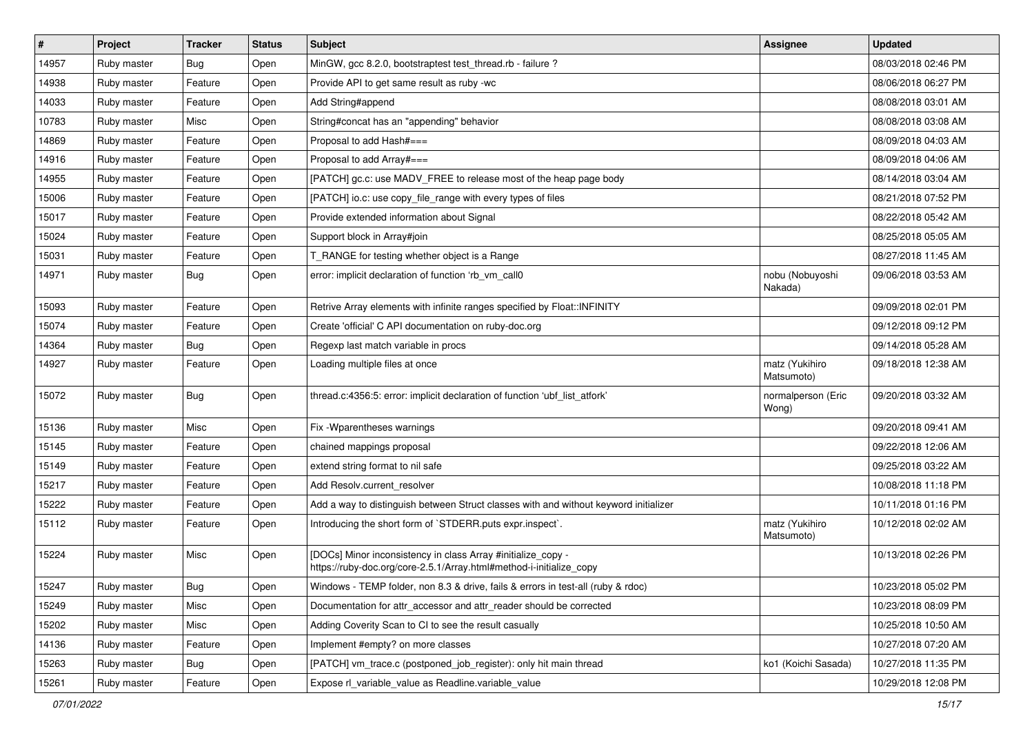| # | Project | Tracker | Status | Subject | Assignee | Updated |
|---|---|---|---|---|---|---|
| 14957 | Ruby master | Bug | Open | MinGW, gcc 8.2.0, bootstraptest test_thread.rb - failure ? | | 08/03/2018 02:46 PM |
| 14938 | Ruby master | Feature | Open | Provide API to get same result as ruby -wc | | 08/06/2018 06:27 PM |
| 14033 | Ruby master | Feature | Open | Add String#append | | 08/08/2018 03:01 AM |
| 10783 | Ruby master | Misc | Open | String#concat has an "appending" behavior | | 08/08/2018 03:08 AM |
| 14869 | Ruby master | Feature | Open | Proposal to add Hash#=== | | 08/09/2018 04:03 AM |
| 14916 | Ruby master | Feature | Open | Proposal to add Array#=== | | 08/09/2018 04:06 AM |
| 14955 | Ruby master | Feature | Open | [PATCH] gc.c: use MADV_FREE to release most of the heap page body | | 08/14/2018 03:04 AM |
| 15006 | Ruby master | Feature | Open | [PATCH] io.c: use copy_file_range with every types of files | | 08/21/2018 07:52 PM |
| 15017 | Ruby master | Feature | Open | Provide extended information about Signal | | 08/22/2018 05:42 AM |
| 15024 | Ruby master | Feature | Open | Support block in Array#join | | 08/25/2018 05:05 AM |
| 15031 | Ruby master | Feature | Open | T_RANGE for testing whether object is a Range | | 08/27/2018 11:45 AM |
| 14971 | Ruby master | Bug | Open | error: implicit declaration of function 'rb_vm_call0 | nobu (Nobuyoshi Nakada) | 09/06/2018 03:53 AM |
| 15093 | Ruby master | Feature | Open | Retrive Array elements with infinite ranges specified by Float::INFINITY | | 09/09/2018 02:01 PM |
| 15074 | Ruby master | Feature | Open | Create 'official' C API documentation on ruby-doc.org | | 09/12/2018 09:12 PM |
| 14364 | Ruby master | Bug | Open | Regexp last match variable in procs | | 09/14/2018 05:28 AM |
| 14927 | Ruby master | Feature | Open | Loading multiple files at once | matz (Yukihiro Matsumoto) | 09/18/2018 12:38 AM |
| 15072 | Ruby master | Bug | Open | thread.c:4356:5: error: implicit declaration of function 'ubf_list_atfork' | normalperson (Eric Wong) | 09/20/2018 03:32 AM |
| 15136 | Ruby master | Misc | Open | Fix -Wparentheses warnings | | 09/20/2018 09:41 AM |
| 15145 | Ruby master | Feature | Open | chained mappings proposal | | 09/22/2018 12:06 AM |
| 15149 | Ruby master | Feature | Open | extend string format to nil safe | | 09/25/2018 03:22 AM |
| 15217 | Ruby master | Feature | Open | Add Resolv.current_resolver | | 10/08/2018 11:18 PM |
| 15222 | Ruby master | Feature | Open | Add a way to distinguish between Struct classes with and without keyword initializer | | 10/11/2018 01:16 PM |
| 15112 | Ruby master | Feature | Open | Introducing the short form of `STDERR.puts expr.inspect`. | matz (Yukihiro Matsumoto) | 10/12/2018 02:02 AM |
| 15224 | Ruby master | Misc | Open | [DOCs] Minor inconsistency in class Array #initialize_copy - https://ruby-doc.org/core-2.5.1/Array.html#method-i-initialize_copy | | 10/13/2018 02:26 PM |
| 15247 | Ruby master | Bug | Open | Windows - TEMP folder, non 8.3 & drive, fails & errors in test-all (ruby & rdoc) | | 10/23/2018 05:02 PM |
| 15249 | Ruby master | Misc | Open | Documentation for attr_accessor and attr_reader should be corrected | | 10/23/2018 08:09 PM |
| 15202 | Ruby master | Misc | Open | Adding Coverity Scan to CI to see the result casually | | 10/25/2018 10:50 AM |
| 14136 | Ruby master | Feature | Open | Implement #empty? on more classes | | 10/27/2018 07:20 AM |
| 15263 | Ruby master | Bug | Open | [PATCH] vm_trace.c (postponed_job_register): only hit main thread | ko1 (Koichi Sasada) | 10/27/2018 11:35 PM |
| 15261 | Ruby master | Feature | Open | Expose rl_variable_value as Readline.variable_value | | 10/29/2018 12:08 PM |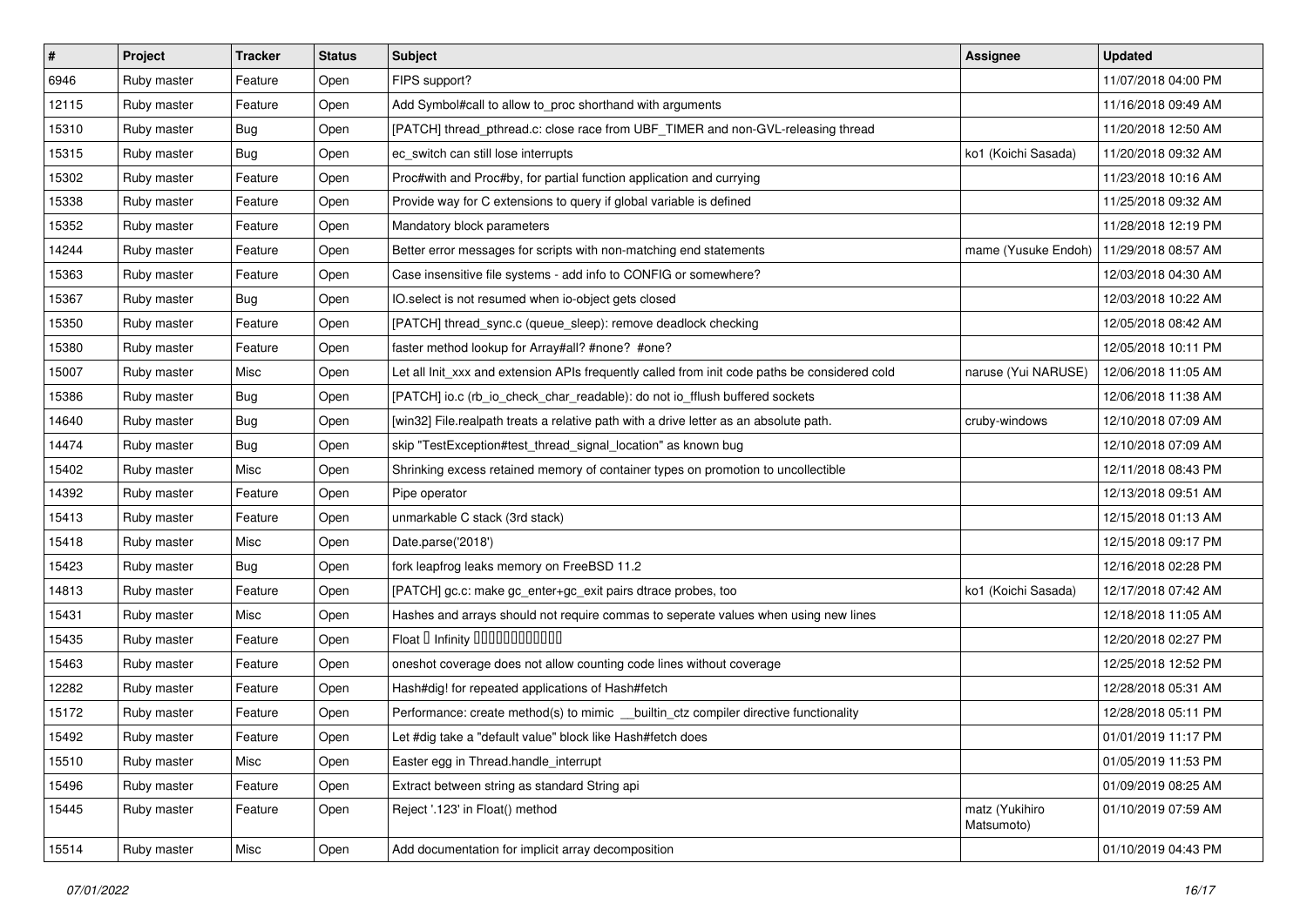| # | Project | Tracker | Status | Subject | Assignee | Updated |
|---|---|---|---|---|---|---|
| 6946 | Ruby master | Feature | Open | FIPS support? | | 11/07/2018 04:00 PM |
| 12115 | Ruby master | Feature | Open | Add Symbol#call to allow to_proc shorthand with arguments | | 11/16/2018 09:49 AM |
| 15310 | Ruby master | Bug | Open | [PATCH] thread_pthread.c: close race from UBF_TIMER and non-GVL-releasing thread | | 11/20/2018 12:50 AM |
| 15315 | Ruby master | Bug | Open | ec_switch can still lose interrupts | ko1 (Koichi Sasada) | 11/20/2018 09:32 AM |
| 15302 | Ruby master | Feature | Open | Proc#with and Proc#by, for partial function application and currying | | 11/23/2018 10:16 AM |
| 15338 | Ruby master | Feature | Open | Provide way for C extensions to query if global variable is defined | | 11/25/2018 09:32 AM |
| 15352 | Ruby master | Feature | Open | Mandatory block parameters | | 11/28/2018 12:19 PM |
| 14244 | Ruby master | Feature | Open | Better error messages for scripts with non-matching end statements | mame (Yusuke Endoh) | 11/29/2018 08:57 AM |
| 15363 | Ruby master | Feature | Open | Case insensitive file systems - add info to CONFIG or somewhere? | | 12/03/2018 04:30 AM |
| 15367 | Ruby master | Bug | Open | IO.select is not resumed when io-object gets closed | | 12/03/2018 10:22 AM |
| 15350 | Ruby master | Feature | Open | [PATCH] thread_sync.c (queue_sleep): remove deadlock checking | | 12/05/2018 08:42 AM |
| 15380 | Ruby master | Feature | Open | faster method lookup for Array#all? #none? #one? | | 12/05/2018 10:11 PM |
| 15007 | Ruby master | Misc | Open | Let all Init_xxx and extension APIs frequently called from init code paths be considered cold | naruse (Yui NARUSE) | 12/06/2018 11:05 AM |
| 15386 | Ruby master | Bug | Open | [PATCH] io.c (rb_io_check_char_readable): do not io_fflush buffered sockets | | 12/06/2018 11:38 AM |
| 14640 | Ruby master | Bug | Open | [win32] File.realpath treats a relative path with a drive letter as an absolute path. | cruby-windows | 12/10/2018 07:09 AM |
| 14474 | Ruby master | Bug | Open | skip "TestException#test_thread_signal_location" as known bug | | 12/10/2018 07:09 AM |
| 15402 | Ruby master | Misc | Open | Shrinking excess retained memory of container types on promotion to uncollectible | | 12/11/2018 08:43 PM |
| 14392 | Ruby master | Feature | Open | Pipe operator | | 12/13/2018 09:51 AM |
| 15413 | Ruby master | Feature | Open | unmarkable C stack (3rd stack) | | 12/15/2018 01:13 AM |
| 15418 | Ruby master | Misc | Open | Date.parse('2018') | | 12/15/2018 09:17 PM |
| 15423 | Ruby master | Bug | Open | fork leapfrog leaks memory on FreeBSD 11.2 | | 12/16/2018 02:28 PM |
| 14813 | Ruby master | Feature | Open | [PATCH] gc.c: make gc_enter+gc_exit pairs dtrace probes, too | ko1 (Koichi Sasada) | 12/17/2018 07:42 AM |
| 15431 | Ruby master | Misc | Open | Hashes and arrays should not require commas to seperate values when using new lines | | 12/18/2018 11:05 AM |
| 15435 | Ruby master | Feature | Open | Float の Infinity を扱うための新しいメソッド | | 12/20/2018 02:27 PM |
| 15463 | Ruby master | Feature | Open | oneshot coverage does not allow counting code lines without coverage | | 12/25/2018 12:52 PM |
| 12282 | Ruby master | Feature | Open | Hash#dig! for repeated applications of Hash#fetch | | 12/28/2018 05:31 AM |
| 15172 | Ruby master | Feature | Open | Performance: create method(s) to mimic __builtin_ctz compiler directive functionality | | 12/28/2018 05:11 PM |
| 15492 | Ruby master | Feature | Open | Let #dig take a "default value" block like Hash#fetch does | | 01/01/2019 11:17 PM |
| 15510 | Ruby master | Misc | Open | Easter egg in Thread.handle_interrupt | | 01/05/2019 11:53 PM |
| 15496 | Ruby master | Feature | Open | Extract between string as standard String api | | 01/09/2019 08:25 AM |
| 15445 | Ruby master | Feature | Open | Reject '.123' in Float() method | matz (Yukihiro Matsumoto) | 01/10/2019 07:59 AM |
| 15514 | Ruby master | Misc | Open | Add documentation for implicit array decomposition | | 01/10/2019 04:43 PM |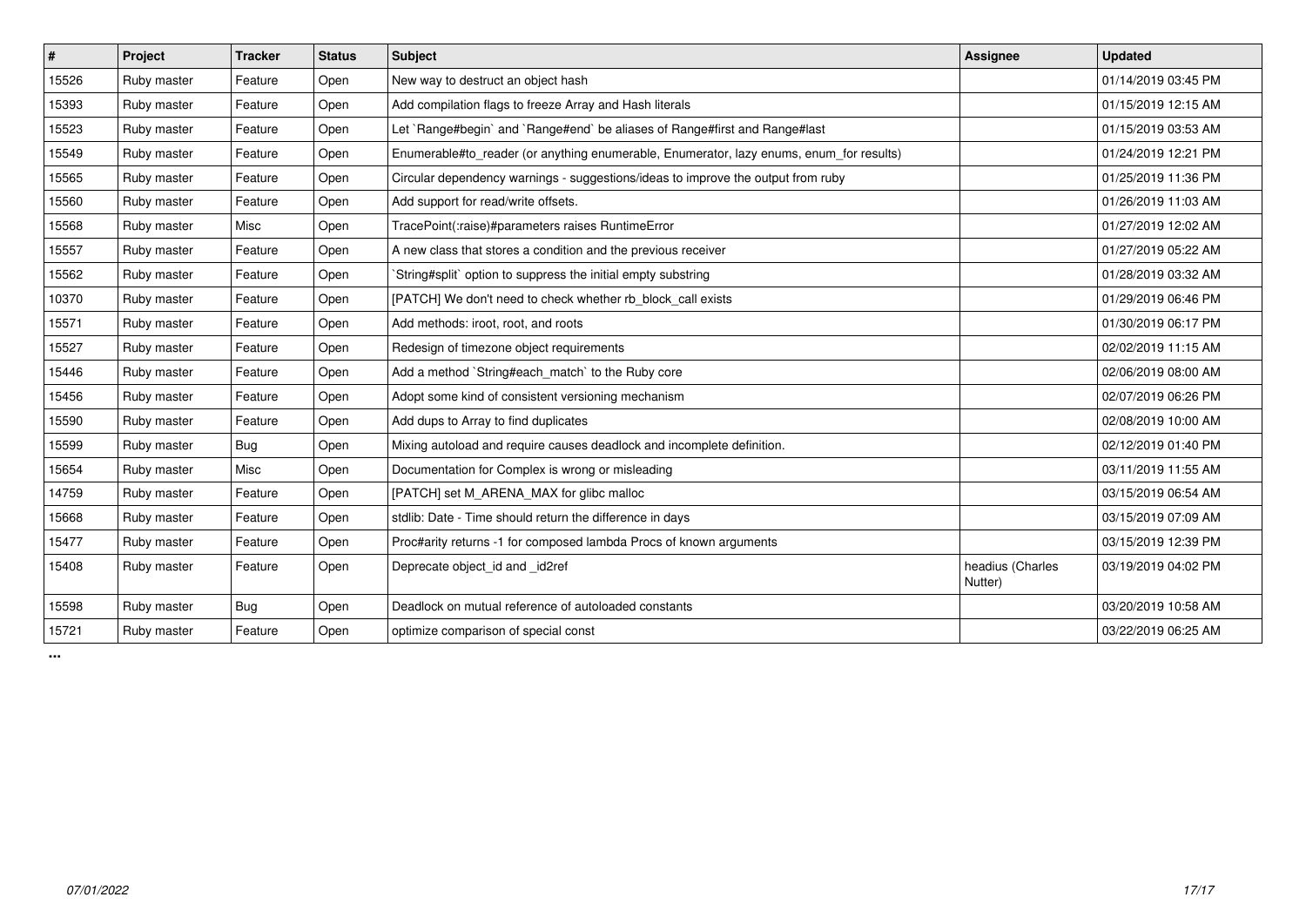| # | Project | Tracker | Status | Subject | Assignee | Updated |
|---|---|---|---|---|---|---|
| 15526 | Ruby master | Feature | Open | New way to destruct an object hash | | 01/14/2019 03:45 PM |
| 15393 | Ruby master | Feature | Open | Add compilation flags to freeze Array and Hash literals | | 01/15/2019 12:15 AM |
| 15523 | Ruby master | Feature | Open | Let `Range#begin` and `Range#end` be aliases of Range#first and Range#last | | 01/15/2019 03:53 AM |
| 15549 | Ruby master | Feature | Open | Enumerable#to_reader (or anything enumerable, Enumerator, lazy enums, enum_for results) | | 01/24/2019 12:21 PM |
| 15565 | Ruby master | Feature | Open | Circular dependency warnings - suggestions/ideas to improve the output from ruby | | 01/25/2019 11:36 PM |
| 15560 | Ruby master | Feature | Open | Add support for read/write offsets. | | 01/26/2019 11:03 AM |
| 15568 | Ruby master | Misc | Open | TracePoint(:raise)#parameters raises RuntimeError | | 01/27/2019 12:02 AM |
| 15557 | Ruby master | Feature | Open | A new class that stores a condition and the previous receiver | | 01/27/2019 05:22 AM |
| 15562 | Ruby master | Feature | Open | `String#split` option to suppress the initial empty substring | | 01/28/2019 03:32 AM |
| 10370 | Ruby master | Feature | Open | [PATCH] We don't need to check whether rb_block_call exists | | 01/29/2019 06:46 PM |
| 15571 | Ruby master | Feature | Open | Add methods: iroot, root, and roots | | 01/30/2019 06:17 PM |
| 15527 | Ruby master | Feature | Open | Redesign of timezone object requirements | | 02/02/2019 11:15 AM |
| 15446 | Ruby master | Feature | Open | Add a method `String#each_match` to the Ruby core | | 02/06/2019 08:00 AM |
| 15456 | Ruby master | Feature | Open | Adopt some kind of consistent versioning mechanism | | 02/07/2019 06:26 PM |
| 15590 | Ruby master | Feature | Open | Add dups to Array to find duplicates | | 02/08/2019 10:00 AM |
| 15599 | Ruby master | Bug | Open | Mixing autoload and require causes deadlock and incomplete definition. | | 02/12/2019 01:40 PM |
| 15654 | Ruby master | Misc | Open | Documentation for Complex is wrong or misleading | | 03/11/2019 11:55 AM |
| 14759 | Ruby master | Feature | Open | [PATCH] set M_ARENA_MAX for glibc malloc | | 03/15/2019 06:54 AM |
| 15668 | Ruby master | Feature | Open | stdlib: Date - Time should return the difference in days | | 03/15/2019 07:09 AM |
| 15477 | Ruby master | Feature | Open | Proc#arity returns -1 for composed lambda Procs of known arguments | | 03/15/2019 12:39 PM |
| 15408 | Ruby master | Feature | Open | Deprecate object_id and _id2ref | headius (Charles Nutter) | 03/19/2019 04:02 PM |
| 15598 | Ruby master | Bug | Open | Deadlock on mutual reference of autoloaded constants | | 03/20/2019 10:58 AM |
| 15721 | Ruby master | Feature | Open | optimize comparison of special const | | 03/22/2019 06:25 AM |

**...**